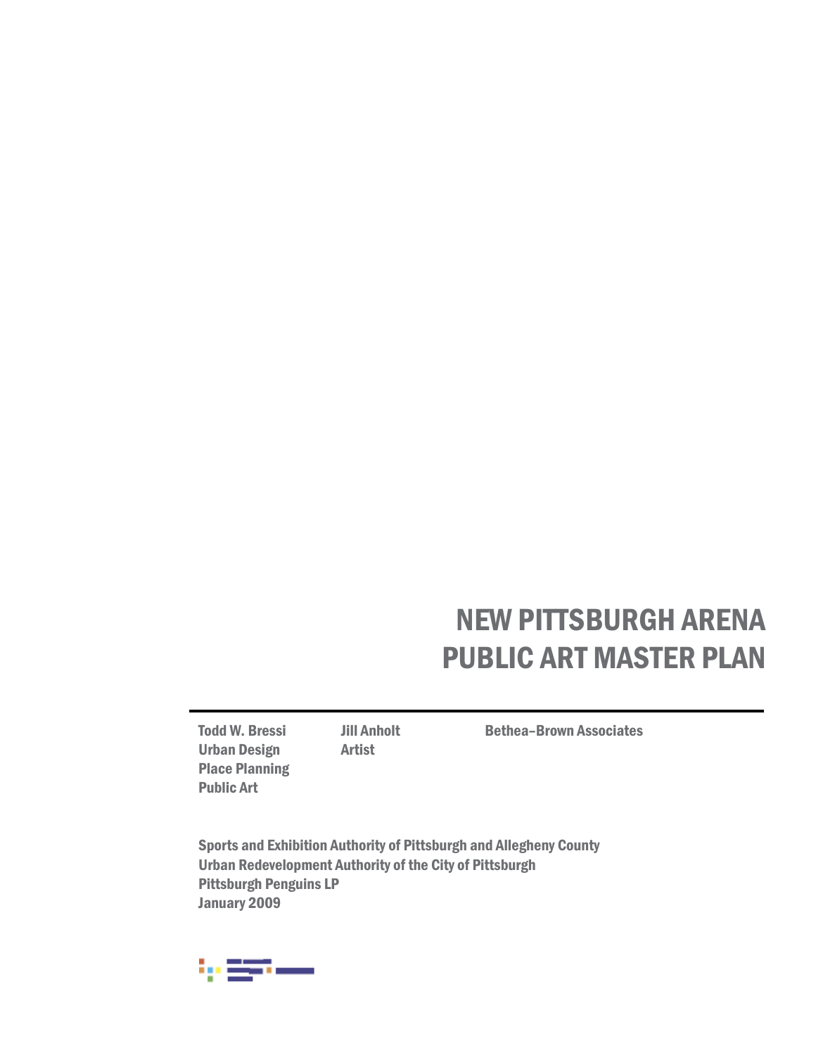# NEW PITTSBURGH ARENA PUBLIC ART MASTER PLAN

**Todd W. Bressi**
**Urban Design**
**Place Planning**
**Public Art**

**Jill Anholt**
**Artist**

**Bethea–Brown Associates**

**Sports and Exhibition Authority of Pittsburgh and Allegheny County**
**Urban Redevelopment Authority of the City of Pittsburgh**
**Pittsburgh Penguins LP**
**January 2009**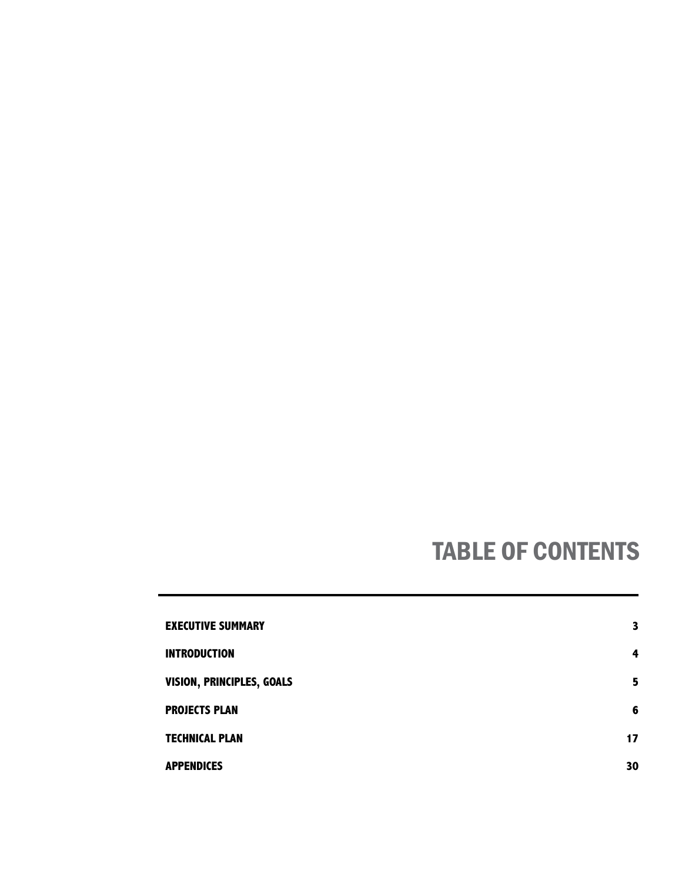# TABLE OF CONTENTS

| | |
|---|---|
| **EXECUTIVE SUMMARY** | **3** |
| **INTRODUCTION** | **4** |
| **VISION, PRINCIPLES, GOALS** | **5** |
| **PROJECTS PLAN** | **6** |
| **TECHNICAL PLAN** | **17** |
| **APPENDICES** | **30** |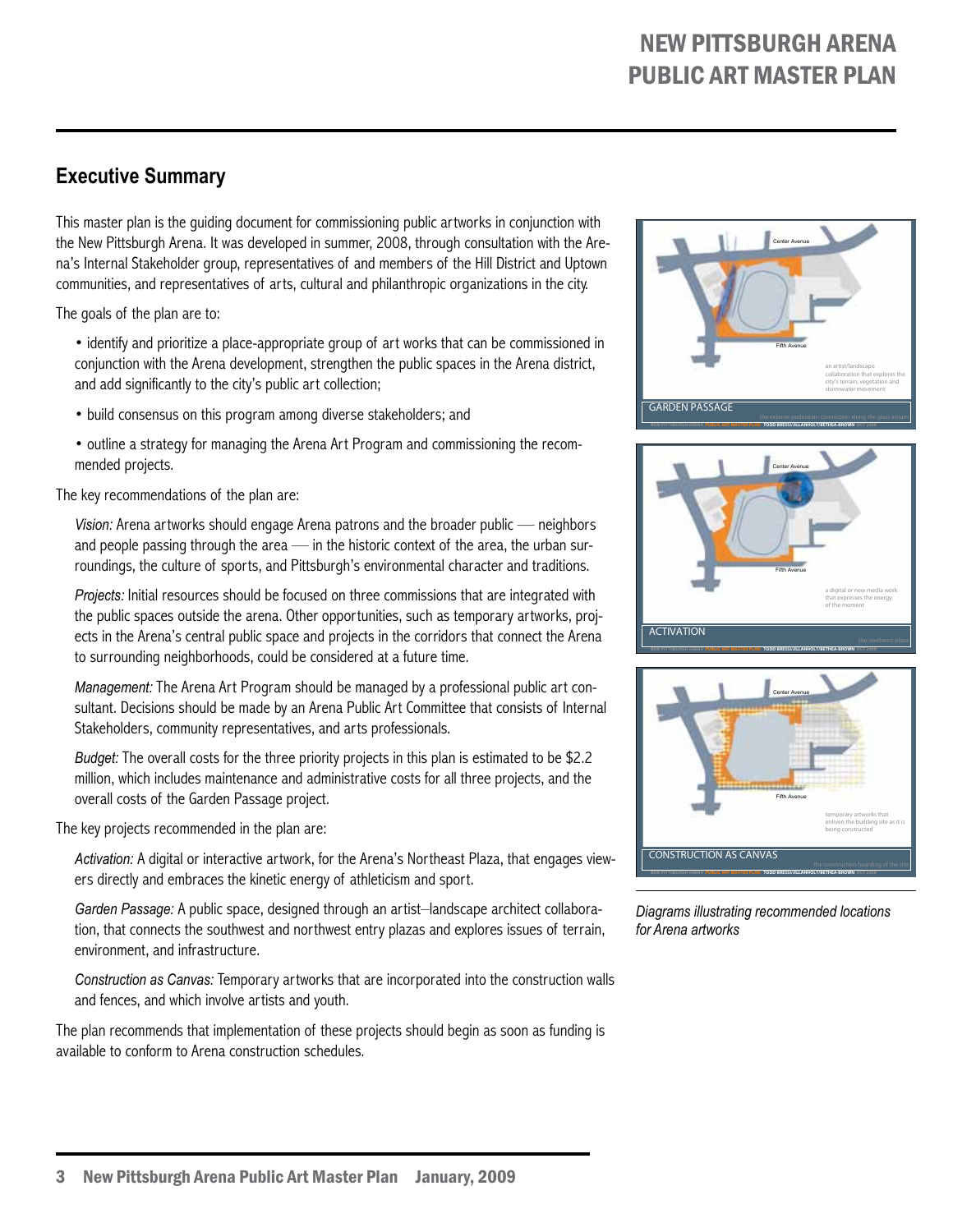## Executive Summary

This master plan is the guiding document for commissioning public artworks in conjunction with the New Pittsburgh Arena. It was developed in summer, 2008, through consultation with the Arena's Internal Stakeholder group, representatives of and members of the Hill District and Uptown communities, and representatives of arts, cultural and philanthropic organizations in the city.

The goals of the plan are to:

- identify and prioritize a place-appropriate group of art works that can be commissioned in conjunction with the Arena development, strengthen the public spaces in the Arena district, and add significantly to the city's public art collection;
- build consensus on this program among diverse stakeholders; and
- outline a strategy for managing the Arena Art Program and commissioning the recommended projects.

The key recommendations of the plan are:

*Vision:* Arena artworks should engage Arena patrons and the broader public — neighbors and people passing through the area — in the historic context of the area, the urban surroundings, the culture of sports, and Pittsburgh's environmental character and traditions.

*Projects:* Initial resources should be focused on three commissions that are integrated with the public spaces outside the arena. Other opportunities, such as temporary artworks, projects in the Arena's central public space and projects in the corridors that connect the Arena to surrounding neighborhoods, could be considered at a future time.

*Management:* The Arena Art Program should be managed by a professional public art consultant. Decisions should be made by an Arena Public Art Committee that consists of Internal Stakeholders, community representatives, and arts professionals.

*Budget:* The overall costs for the three priority projects in this plan is estimated to be $2.2 million, which includes maintenance and administrative costs for all three projects, and the overall costs of the Garden Passage project.

The key projects recommended in the plan are:

*Activation:* A digital or interactive artwork, for the Arena's Northeast Plaza, that engages viewers directly and embraces the kinetic energy of athleticism and sport.

*Garden Passage:* A public space, designed through an artist–landscape architect collaboration, that connects the southwest and northwest entry plazas and explores issues of terrain, environment, and infrastructure.

*Construction as Canvas:* Temporary artworks that are incorporated into the construction walls and fences, and which involve artists and youth.

The plan recommends that implementation of these projects should begin as soon as funding is available to conform to Arena construction schedules.

*Diagrams illustrating recommended locations for Arena artworks*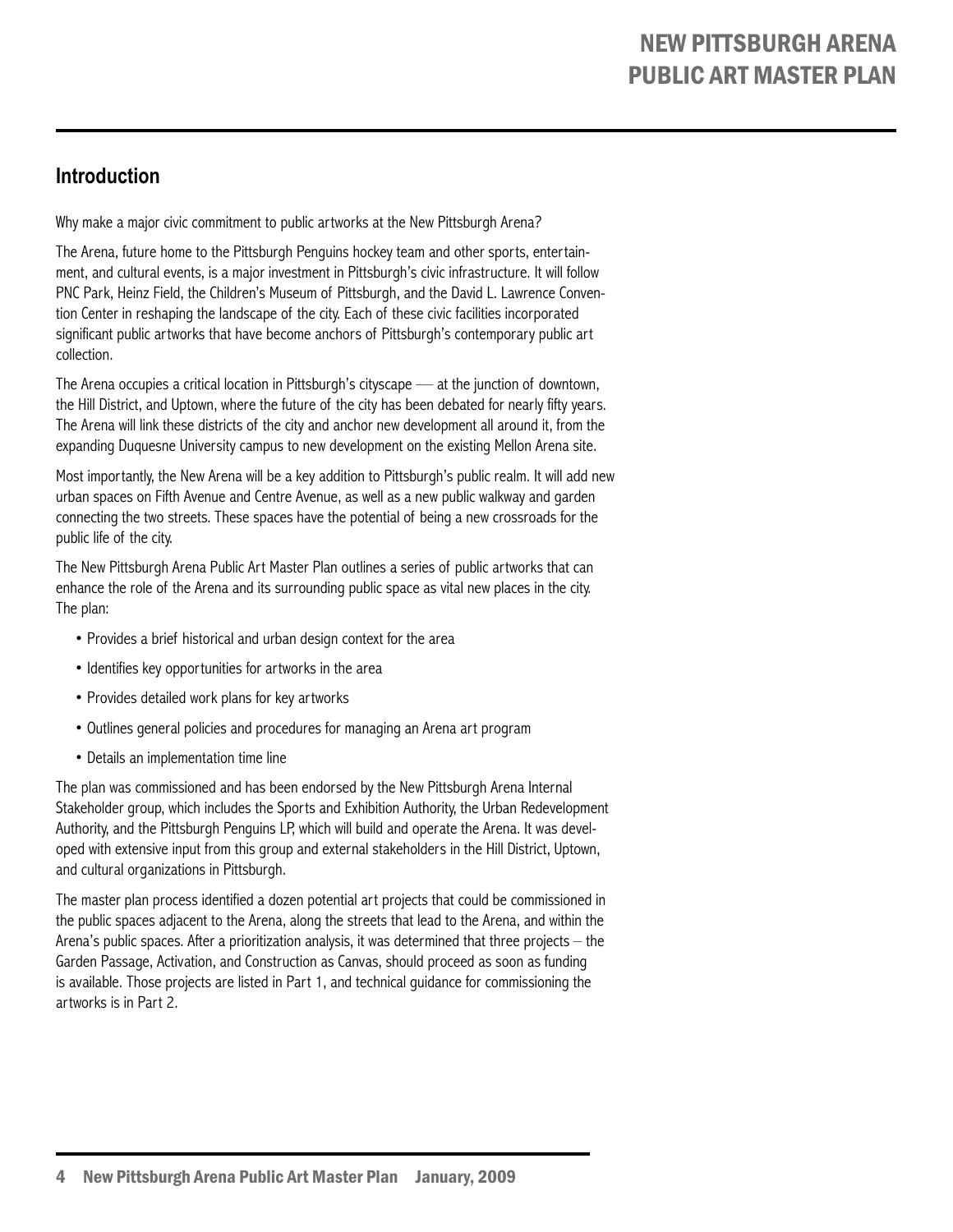## Introduction

Why make a major civic commitment to public artworks at the New Pittsburgh Arena?

The Arena, future home to the Pittsburgh Penguins hockey team and other sports, entertainment, and cultural events, is a major investment in Pittsburgh's civic infrastructure. It will follow PNC Park, Heinz Field, the Children's Museum of Pittsburgh, and the David L. Lawrence Convention Center in reshaping the landscape of the city. Each of these civic facilities incorporated significant public artworks that have become anchors of Pittsburgh's contemporary public art collection.

The Arena occupies a critical location in Pittsburgh's cityscape — at the junction of downtown, the Hill District, and Uptown, where the future of the city has been debated for nearly fifty years. The Arena will link these districts of the city and anchor new development all around it, from the expanding Duquesne University campus to new development on the existing Mellon Arena site.

Most importantly, the New Arena will be a key addition to Pittsburgh's public realm. It will add new urban spaces on Fifth Avenue and Centre Avenue, as well as a new public walkway and garden connecting the two streets. These spaces have the potential of being a new crossroads for the public life of the city.

The New Pittsburgh Arena Public Art Master Plan outlines a series of public artworks that can enhance the role of the Arena and its surrounding public space as vital new places in the city. The plan:

- Provides a brief historical and urban design context for the area
- Identifies key opportunities for artworks in the area
- Provides detailed work plans for key artworks
- Outlines general policies and procedures for managing an Arena art program
- Details an implementation time line

The plan was commissioned and has been endorsed by the New Pittsburgh Arena Internal Stakeholder group, which includes the Sports and Exhibition Authority, the Urban Redevelopment Authority, and the Pittsburgh Penguins LP, which will build and operate the Arena. It was developed with extensive input from this group and external stakeholders in the Hill District, Uptown, and cultural organizations in Pittsburgh.

The master plan process identified a dozen potential art projects that could be commissioned in the public spaces adjacent to the Arena, along the streets that lead to the Arena, and within the Arena's public spaces. After a prioritization analysis, it was determined that three projects – the Garden Passage, Activation, and Construction as Canvas, should proceed as soon as funding is available. Those projects are listed in Part 1, and technical guidance for commissioning the artworks is in Part 2.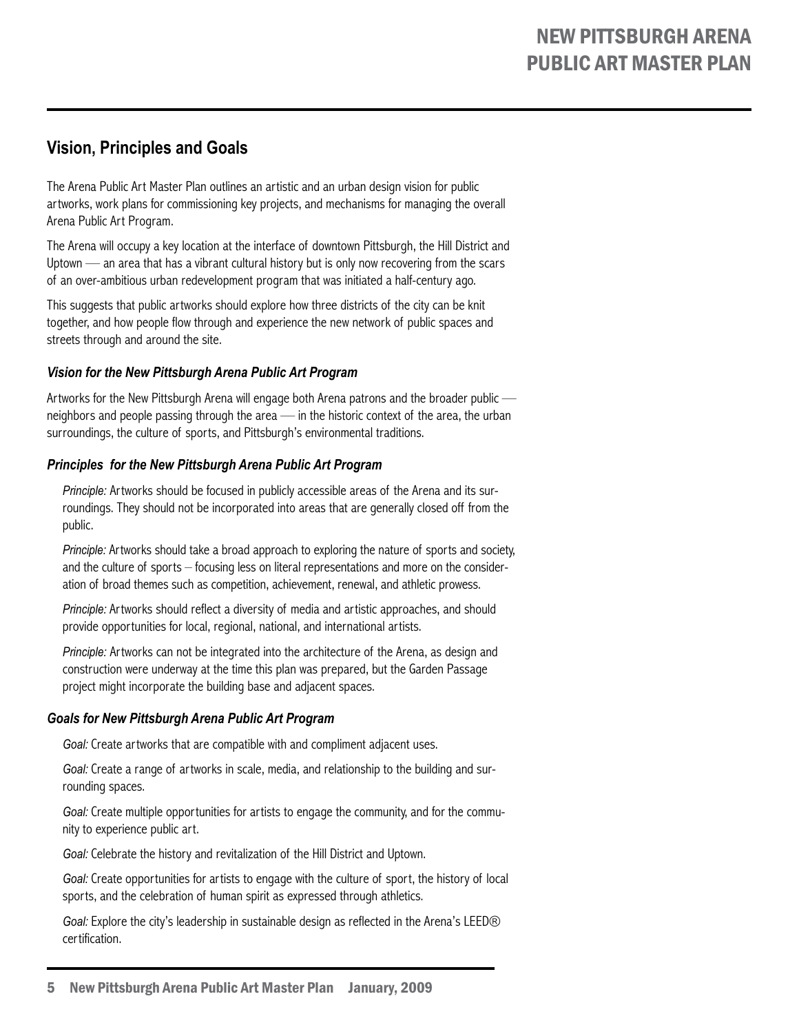## Vision, Principles and Goals

The Arena Public Art Master Plan outlines an artistic and an urban design vision for public artworks, work plans for commissioning key projects, and mechanisms for managing the overall Arena Public Art Program.

The Arena will occupy a key location at the interface of downtown Pittsburgh, the Hill District and Uptown — an area that has a vibrant cultural history but is only now recovering from the scars of an over-ambitious urban redevelopment program that was initiated a half-century ago.

This suggests that public artworks should explore how three districts of the city can be knit together, and how people flow through and experience the new network of public spaces and streets through and around the site.

### *Vision for the New Pittsburgh Arena Public Art Program*

Artworks for the New Pittsburgh Arena will engage both Arena patrons and the broader public — neighbors and people passing through the area — in the historic context of the area, the urban surroundings, the culture of sports, and Pittsburgh's environmental traditions.

### *Principles for the New Pittsburgh Arena Public Art Program*

*Principle:* Artworks should be focused in publicly accessible areas of the Arena and its surroundings. They should not be incorporated into areas that are generally closed off from the public.

*Principle:* Artworks should take a broad approach to exploring the nature of sports and society, and the culture of sports – focusing less on literal representations and more on the consideration of broad themes such as competition, achievement, renewal, and athletic prowess.

*Principle:* Artworks should reflect a diversity of media and artistic approaches, and should provide opportunities for local, regional, national, and international artists.

*Principle:* Artworks can not be integrated into the architecture of the Arena, as design and construction were underway at the time this plan was prepared, but the Garden Passage project might incorporate the building base and adjacent spaces.

### *Goals for New Pittsburgh Arena Public Art Program*

*Goal:* Create artworks that are compatible with and compliment adjacent uses.

*Goal:* Create a range of artworks in scale, media, and relationship to the building and surrounding spaces.

*Goal:* Create multiple opportunities for artists to engage the community, and for the community to experience public art.

*Goal:* Celebrate the history and revitalization of the Hill District and Uptown.

*Goal:* Create opportunities for artists to engage with the culture of sport, the history of local sports, and the celebration of human spirit as expressed through athletics.

*Goal:* Explore the city's leadership in sustainable design as reflected in the Arena's LEED® certification.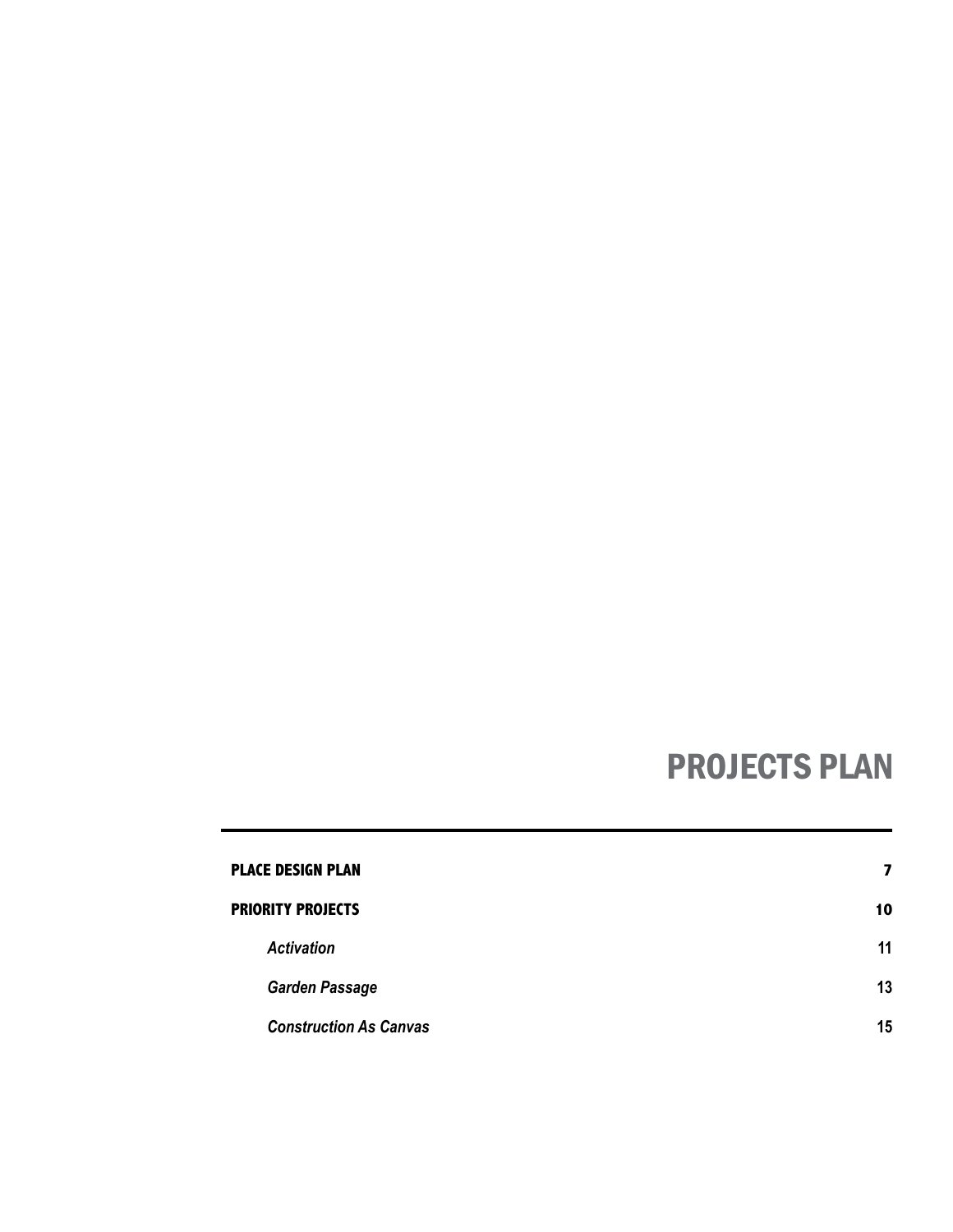# PROJECTS PLAN

---

| | |
|---|---|
| **PLACE DESIGN PLAN** | **7** |
| **PRIORITY PROJECTS** | **10** |
| ***Activation*** | **11** |
| ***Garden Passage*** | **13** |
| ***Construction As Canvas*** | **15** |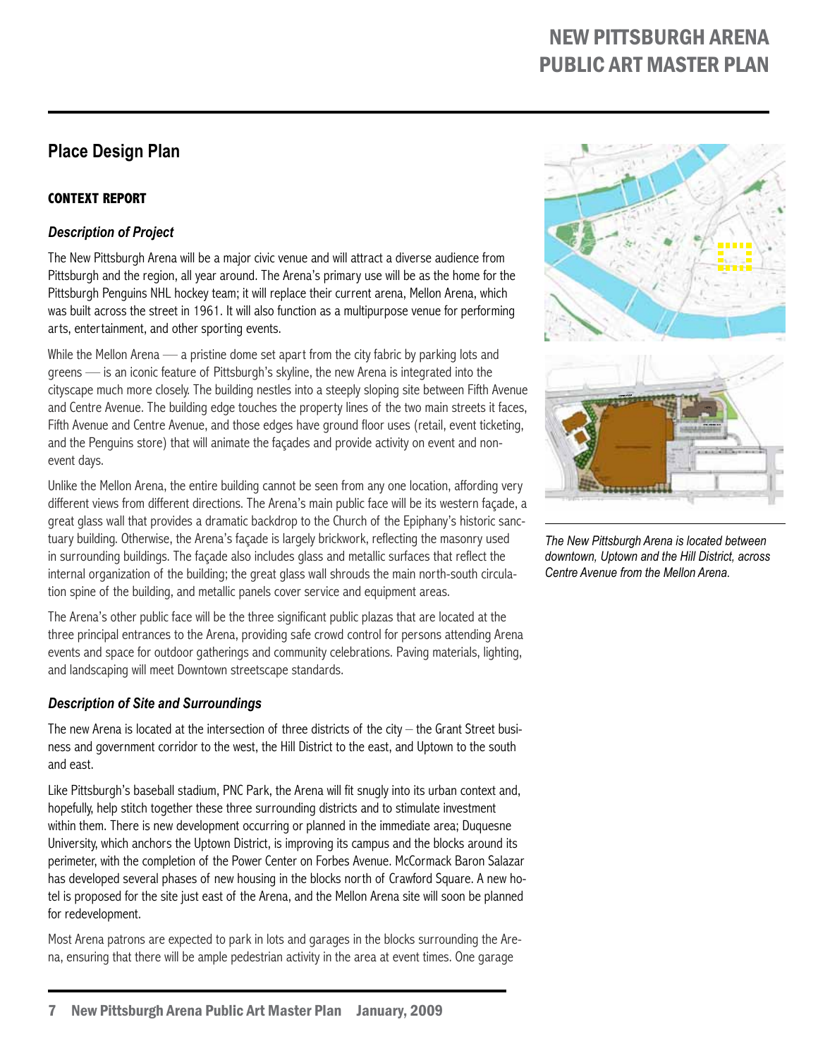## Place Design Plan

### CONTEXT REPORT

#### *Description of Project*

The New Pittsburgh Arena will be a major civic venue and will attract a diverse audience from Pittsburgh and the region, all year around. The Arena's primary use will be as the home for the Pittsburgh Penguins NHL hockey team; it will replace their current arena, Mellon Arena, which was built across the street in 1961. It will also function as a multipurpose venue for performing arts, entertainment, and other sporting events.

While the Mellon Arena — a pristine dome set apart from the city fabric by parking lots and greens — is an iconic feature of Pittsburgh's skyline, the new Arena is integrated into the cityscape much more closely. The building nestles into a steeply sloping site between Fifth Avenue and Centre Avenue. The building edge touches the property lines of the two main streets it faces, Fifth Avenue and Centre Avenue, and those edges have ground floor uses (retail, event ticketing, and the Penguins store) that will animate the façades and provide activity on event and non-event days.

Unlike the Mellon Arena, the entire building cannot be seen from any one location, affording very different views from different directions. The Arena's main public face will be its western façade, a great glass wall that provides a dramatic backdrop to the Church of the Epiphany's historic sanctuary building. Otherwise, the Arena's façade is largely brickwork, reflecting the masonry used in surrounding buildings. The façade also includes glass and metallic surfaces that reflect the internal organization of the building; the great glass wall shrouds the main north-south circulation spine of the building, and metallic panels cover service and equipment areas.

The Arena's other public face will be the three significant public plazas that are located at the three principal entrances to the Arena, providing safe crowd control for persons attending Arena events and space for outdoor gatherings and community celebrations. Paving materials, lighting, and landscaping will meet Downtown streetscape standards.

#### *Description of Site and Surroundings*

The new Arena is located at the intersection of three districts of the city – the Grant Street business and government corridor to the west, the Hill District to the east, and Uptown to the south and east.

Like Pittsburgh's baseball stadium, PNC Park, the Arena will fit snugly into its urban context and, hopefully, help stitch together these three surrounding districts and to stimulate investment within them. There is new development occurring or planned in the immediate area; Duquesne University, which anchors the Uptown District, is improving its campus and the blocks around its perimeter, with the completion of the Power Center on Forbes Avenue. McCormack Baron Salazar has developed several phases of new housing in the blocks north of Crawford Square. A new hotel is proposed for the site just east of the Arena, and the Mellon Arena site will soon be planned for redevelopment.

Most Arena patrons are expected to park in lots and garages in the blocks surrounding the Arena, ensuring that there will be ample pedestrian activity in the area at event times. One garage

*The New Pittsburgh Arena is located between downtown, Uptown and the Hill District, across Centre Avenue from the Mellon Arena.*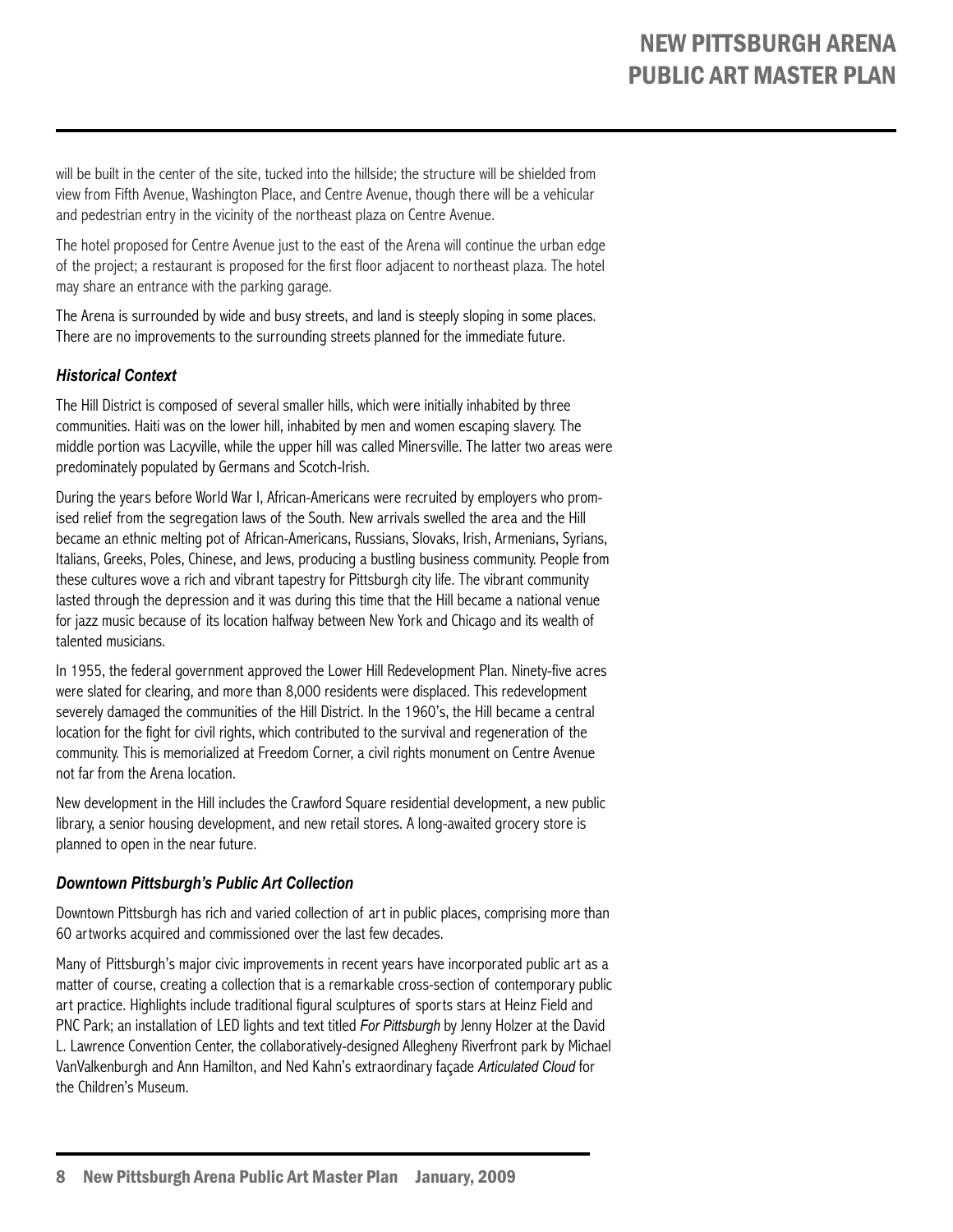will be built in the center of the site, tucked into the hillside; the structure will be shielded from view from Fifth Avenue, Washington Place, and Centre Avenue, though there will be a vehicular and pedestrian entry in the vicinity of the northeast plaza on Centre Avenue.

The hotel proposed for Centre Avenue just to the east of the Arena will continue the urban edge of the project; a restaurant is proposed for the first floor adjacent to northeast plaza. The hotel may share an entrance with the parking garage.

The Arena is surrounded by wide and busy streets, and land is steeply sloping in some places. There are no improvements to the surrounding streets planned for the immediate future.

### *Historical Context*

The Hill District is composed of several smaller hills, which were initially inhabited by three communities. Haiti was on the lower hill, inhabited by men and women escaping slavery. The middle portion was Lacyville, while the upper hill was called Minersville. The latter two areas were predominately populated by Germans and Scotch-Irish.

During the years before World War I, African-Americans were recruited by employers who promised relief from the segregation laws of the South. New arrivals swelled the area and the Hill became an ethnic melting pot of African-Americans, Russians, Slovaks, Irish, Armenians, Syrians, Italians, Greeks, Poles, Chinese, and Jews, producing a bustling business community. People from these cultures wove a rich and vibrant tapestry for Pittsburgh city life. The vibrant community lasted through the depression and it was during this time that the Hill became a national venue for jazz music because of its location halfway between New York and Chicago and its wealth of talented musicians.

In 1955, the federal government approved the Lower Hill Redevelopment Plan. Ninety-five acres were slated for clearing, and more than 8,000 residents were displaced. This redevelopment severely damaged the communities of the Hill District. In the 1960's, the Hill became a central location for the fight for civil rights, which contributed to the survival and regeneration of the community. This is memorialized at Freedom Corner, a civil rights monument on Centre Avenue not far from the Arena location.

New development in the Hill includes the Crawford Square residential development, a new public library, a senior housing development, and new retail stores. A long-awaited grocery store is planned to open in the near future.

### *Downtown Pittsburgh's Public Art Collection*

Downtown Pittsburgh has rich and varied collection of art in public places, comprising more than 60 artworks acquired and commissioned over the last few decades.

Many of Pittsburgh's major civic improvements in recent years have incorporated public art as a matter of course, creating a collection that is a remarkable cross-section of contemporary public art practice. Highlights include traditional figural sculptures of sports stars at Heinz Field and PNC Park; an installation of LED lights and text titled *For Pittsburgh* by Jenny Holzer at the David L. Lawrence Convention Center, the collaboratively-designed Allegheny Riverfront park by Michael VanValkenburgh and Ann Hamilton, and Ned Kahn's extraordinary façade *Articulated Cloud* for the Children's Museum.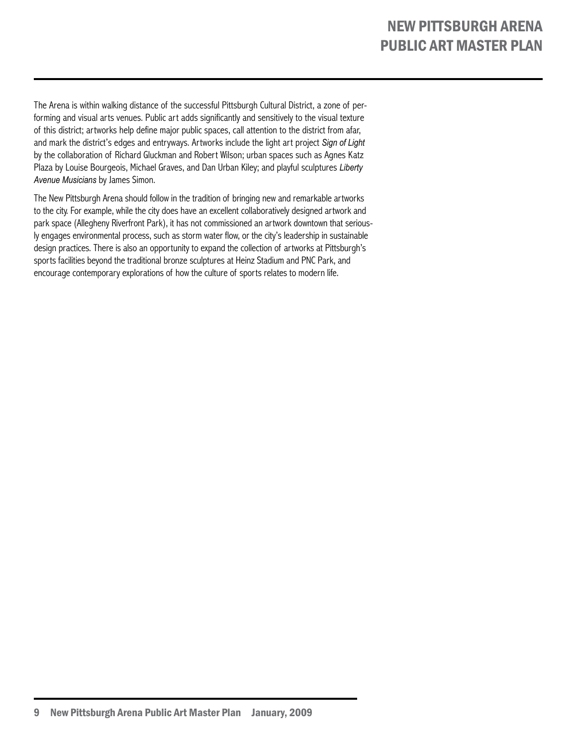The Arena is within walking distance of the successful Pittsburgh Cultural District, a zone of performing and visual arts venues. Public art adds significantly and sensitively to the visual texture of this district; artworks help define major public spaces, call attention to the district from afar, and mark the district's edges and entryways. Artworks include the light art project *Sign of Light* by the collaboration of Richard Gluckman and Robert Wilson; urban spaces such as Agnes Katz Plaza by Louise Bourgeois, Michael Graves, and Dan Urban Kiley; and playful sculptures *Liberty Avenue Musicians* by James Simon.

The New Pittsburgh Arena should follow in the tradition of bringing new and remarkable artworks to the city. For example, while the city does have an excellent collaboratively designed artwork and park space (Allegheny Riverfront Park), it has not commissioned an artwork downtown that seriously engages environmental process, such as storm water flow, or the city's leadership in sustainable design practices. There is also an opportunity to expand the collection of artworks at Pittsburgh's sports facilities beyond the traditional bronze sculptures at Heinz Stadium and PNC Park, and encourage contemporary explorations of how the culture of sports relates to modern life.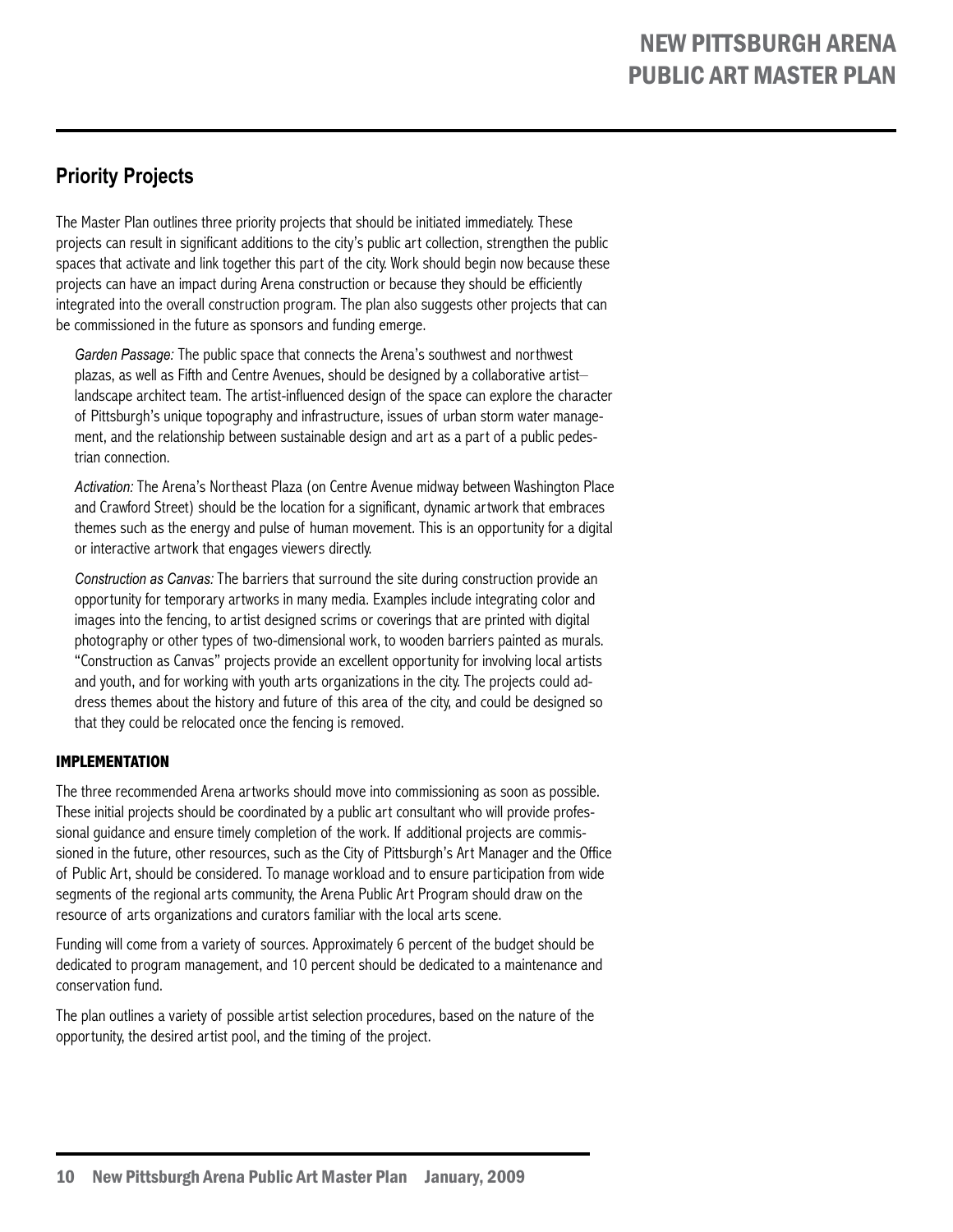## Priority Projects

The Master Plan outlines three priority projects that should be initiated immediately. These projects can result in significant additions to the city's public art collection, strengthen the public spaces that activate and link together this part of the city. Work should begin now because these projects can have an impact during Arena construction or because they should be efficiently integrated into the overall construction program. The plan also suggests other projects that can be commissioned in the future as sponsors and funding emerge.

*Garden Passage:* The public space that connects the Arena's southwest and northwest plazas, as well as Fifth and Centre Avenues, should be designed by a collaborative artist–landscape architect team. The artist-influenced design of the space can explore the character of Pittsburgh's unique topography and infrastructure, issues of urban storm water management, and the relationship between sustainable design and art as a part of a public pedestrian connection.

*Activation:* The Arena's Northeast Plaza (on Centre Avenue midway between Washington Place and Crawford Street) should be the location for a significant, dynamic artwork that embraces themes such as the energy and pulse of human movement. This is an opportunity for a digital or interactive artwork that engages viewers directly.

*Construction as Canvas:* The barriers that surround the site during construction provide an opportunity for temporary artworks in many media. Examples include integrating color and images into the fencing, to artist designed scrims or coverings that are printed with digital photography or other types of two-dimensional work, to wooden barriers painted as murals. "Construction as Canvas" projects provide an excellent opportunity for involving local artists and youth, and for working with youth arts organizations in the city. The projects could address themes about the history and future of this area of the city, and could be designed so that they could be relocated once the fencing is removed.

### IMPLEMENTATION

The three recommended Arena artworks should move into commissioning as soon as possible. These initial projects should be coordinated by a public art consultant who will provide professional guidance and ensure timely completion of the work. If additional projects are commissioned in the future, other resources, such as the City of Pittsburgh's Art Manager and the Office of Public Art, should be considered. To manage workload and to ensure participation from wide segments of the regional arts community, the Arena Public Art Program should draw on the resource of arts organizations and curators familiar with the local arts scene.

Funding will come from a variety of sources. Approximately 6 percent of the budget should be dedicated to program management, and 10 percent should be dedicated to a maintenance and conservation fund.

The plan outlines a variety of possible artist selection procedures, based on the nature of the opportunity, the desired artist pool, and the timing of the project.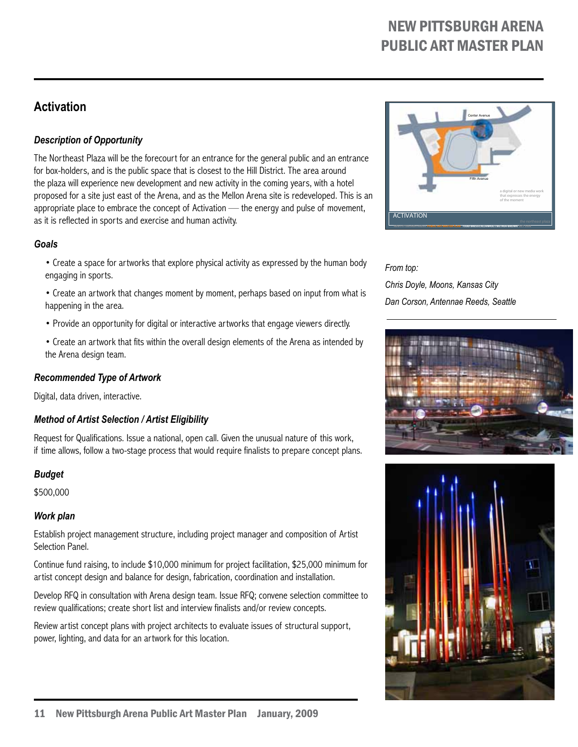## Activation

### *Description of Opportunity*

The Northeast Plaza will be the forecourt for an entrance for the general public and an entrance for box-holders, and is the public space that is closest to the Hill District. The area around the plaza will experience new development and new activity in the coming years, with a hotel proposed for a site just east of the Arena, and as the Mellon Arena site is redeveloped. This is an appropriate place to embrace the concept of Activation — the energy and pulse of movement, as it is reflected in sports and exercise and human activity.

### *Goals*

- Create a space for artworks that explore physical activity as expressed by the human body engaging in sports.
- Create an artwork that changes moment by moment, perhaps based on input from what is happening in the area.
- Provide an opportunity for digital or interactive artworks that engage viewers directly.
- Create an artwork that fits within the overall design elements of the Arena as intended by the Arena design team.

### *Recommended Type of Artwork*

Digital, data driven, interactive.

### *Method of Artist Selection / Artist Eligibility*

Request for Qualifications. Issue a national, open call. Given the unusual nature of this work, if time allows, follow a two-stage process that would require finalists to prepare concept plans.

### *Budget*

$500,000

### *Work plan*

Establish project management structure, including project manager and composition of Artist Selection Panel.

Continue fund raising, to include $10,000 minimum for project facilitation, $25,000 minimum for artist concept design and balance for design, fabrication, coordination and installation.

Develop RFQ in consultation with Arena design team. Issue RFQ; convene selection committee to review qualifications; create short list and interview finalists and/or review concepts.

Review artist concept plans with project architects to evaluate issues of structural support, power, lighting, and data for an artwork for this location.

*From top:*

*Chris Doyle, Moons, Kansas City*

*Dan Corson, Antennae Reeds, Seattle*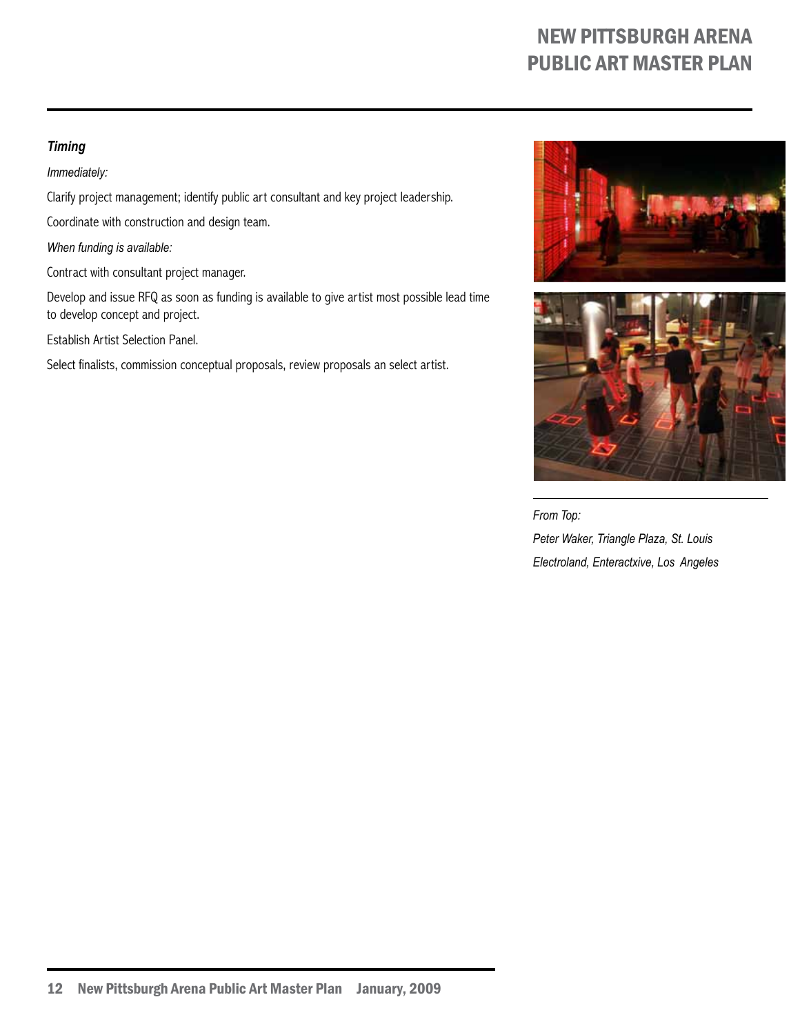### *Timing*

*Immediately:*

Clarify project management; identify public art consultant and key project leadership.

Coordinate with construction and design team.

*When funding is available:*

Contract with consultant project manager.

Develop and issue RFQ as soon as funding is available to give artist most possible lead time to develop concept and project.

Establish Artist Selection Panel.

Select finalists, commission conceptual proposals, review proposals an select artist.

*From Top:*

*Peter Waker, Triangle Plaza, St. Louis*

*Electroland, Enteractxive, Los Angeles*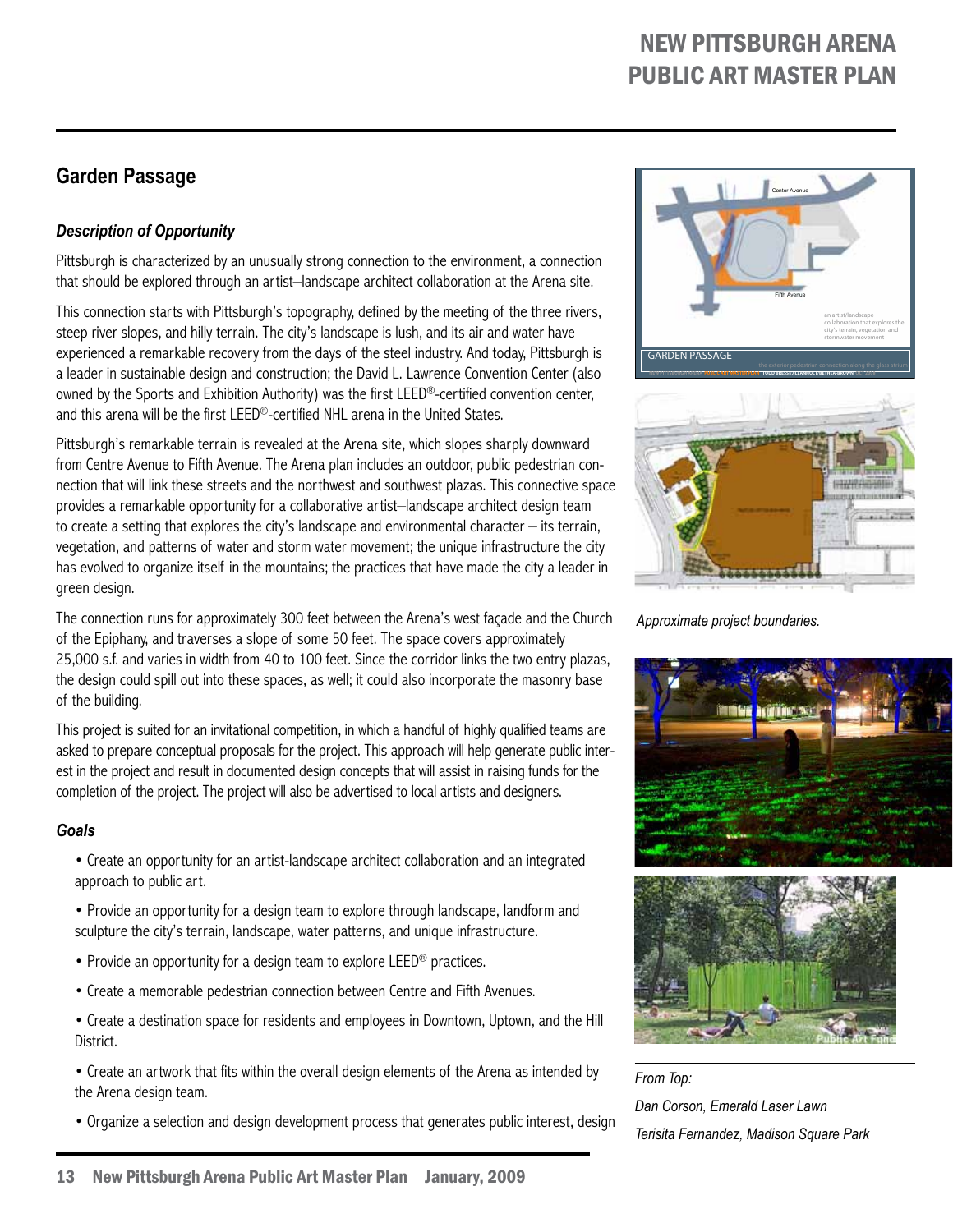## Garden Passage

### *Description of Opportunity*

Pittsburgh is characterized by an unusually strong connection to the environment, a connection that should be explored through an artist–landscape architect collaboration at the Arena site.

This connection starts with Pittsburgh's topography, defined by the meeting of the three rivers, steep river slopes, and hilly terrain. The city's landscape is lush, and its air and water have experienced a remarkable recovery from the days of the steel industry. And today, Pittsburgh is a leader in sustainable design and construction; the David L. Lawrence Convention Center (also owned by the Sports and Exhibition Authority) was the first LEED®-certified convention center, and this arena will be the first LEED®-certified NHL arena in the United States.

Pittsburgh's remarkable terrain is revealed at the Arena site, which slopes sharply downward from Centre Avenue to Fifth Avenue. The Arena plan includes an outdoor, public pedestrian connection that will link these streets and the northwest and southwest plazas. This connective space provides a remarkable opportunity for a collaborative artist–landscape architect design team to create a setting that explores the city's landscape and environmental character – its terrain, vegetation, and patterns of water and storm water movement; the unique infrastructure the city has evolved to organize itself in the mountains; the practices that have made the city a leader in green design.

The connection runs for approximately 300 feet between the Arena's west façade and the Church of the Epiphany, and traverses a slope of some 50 feet. The space covers approximately 25,000 s.f. and varies in width from 40 to 100 feet. Since the corridor links the two entry plazas, the design could spill out into these spaces, as well; it could also incorporate the masonry base of the building.

This project is suited for an invitational competition, in which a handful of highly qualified teams are asked to prepare conceptual proposals for the project. This approach will help generate public interest in the project and result in documented design concepts that will assist in raising funds for the completion of the project. The project will also be advertised to local artists and designers.

### *Goals*

- Create an opportunity for an artist-landscape architect collaboration and an integrated approach to public art.
- Provide an opportunity for a design team to explore through landscape, landform and sculpture the city's terrain, landscape, water patterns, and unique infrastructure.
- Provide an opportunity for a design team to explore LEED® practices.
- Create a memorable pedestrian connection between Centre and Fifth Avenues.
- Create a destination space for residents and employees in Downtown, Uptown, and the Hill District.
- Create an artwork that fits within the overall design elements of the Arena as intended by the Arena design team.
- Organize a selection and design development process that generates public interest, design

*Approximate project boundaries.*

*From Top:*

*Dan Corson, Emerald Laser Lawn*

*Terisita Fernandez, Madison Square Park*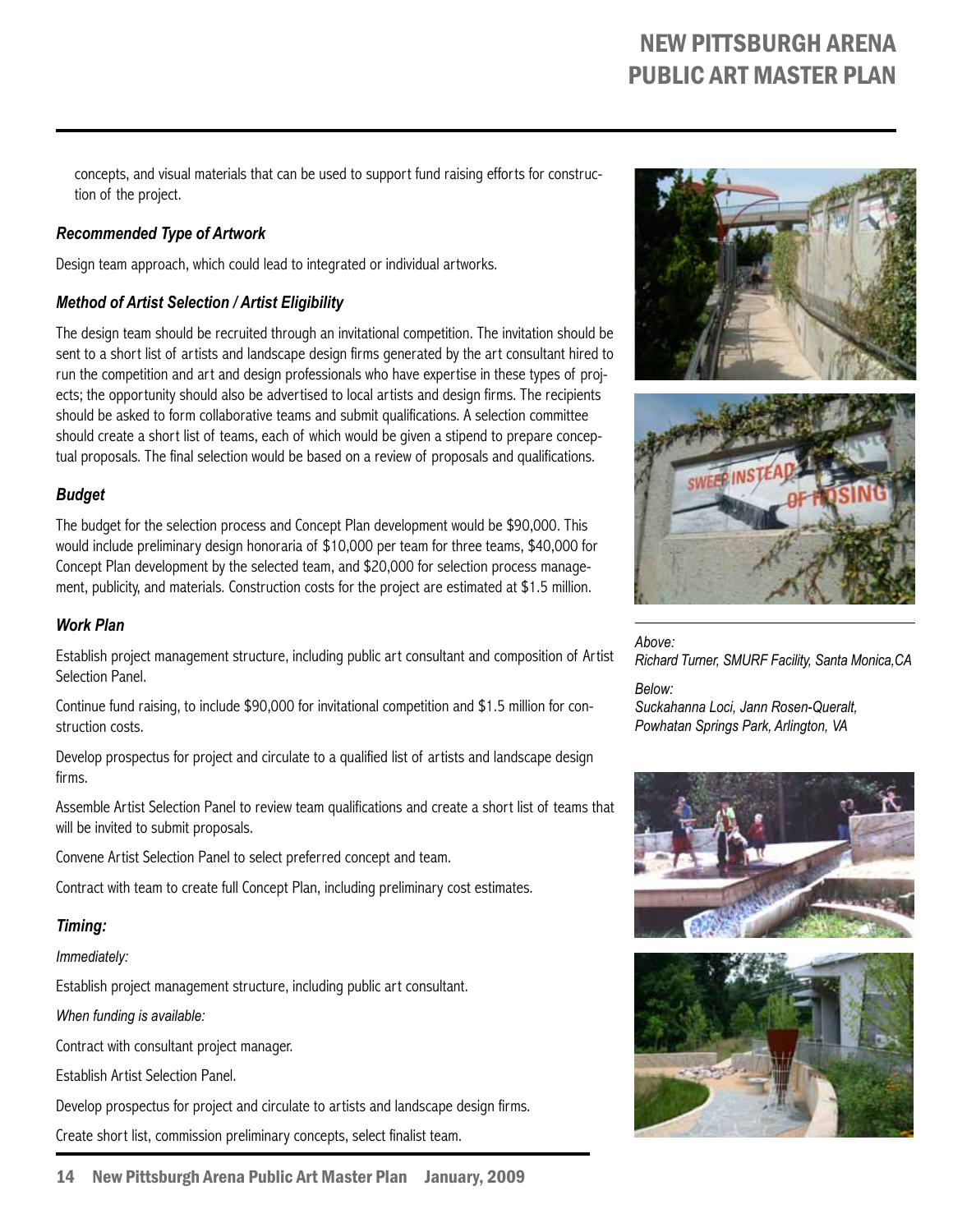concepts, and visual materials that can be used to support fund raising efforts for construction of the project.

### *Recommended Type of Artwork*

Design team approach, which could lead to integrated or individual artworks.

### *Method of Artist Selection / Artist Eligibility*

The design team should be recruited through an invitational competition. The invitation should be sent to a short list of artists and landscape design firms generated by the art consultant hired to run the competition and art and design professionals who have expertise in these types of projects; the opportunity should also be advertised to local artists and design firms. The recipients should be asked to form collaborative teams and submit qualifications. A selection committee should create a short list of teams, each of which would be given a stipend to prepare conceptual proposals. The final selection would be based on a review of proposals and qualifications.

### *Budget*

The budget for the selection process and Concept Plan development would be $90,000. This would include preliminary design honoraria of $10,000 per team for three teams, $40,000 for Concept Plan development by the selected team, and $20,000 for selection process management, publicity, and materials. Construction costs for the project are estimated at $1.5 million.

### *Work Plan*

Establish project management structure, including public art consultant and composition of Artist Selection Panel.

Continue fund raising, to include $90,000 for invitational competition and $1.5 million for construction costs.

Develop prospectus for project and circulate to a qualified list of artists and landscape design firms.

Assemble Artist Selection Panel to review team qualifications and create a short list of teams that will be invited to submit proposals.

Convene Artist Selection Panel to select preferred concept and team.

Contract with team to create full Concept Plan, including preliminary cost estimates.

### *Timing:*

*Immediately:*

Establish project management structure, including public art consultant.

*When funding is available:*

Contract with consultant project manager.

Establish Artist Selection Panel.

Develop prospectus for project and circulate to artists and landscape design firms.

Create short list, commission preliminary concepts, select finalist team.

*Above:*
*Richard Turner, SMURF Facility, Santa Monica,CA*

*Below:*
*Suckahanna Loci, Jann Rosen-Queralt, Powhatan Springs Park, Arlington, VA*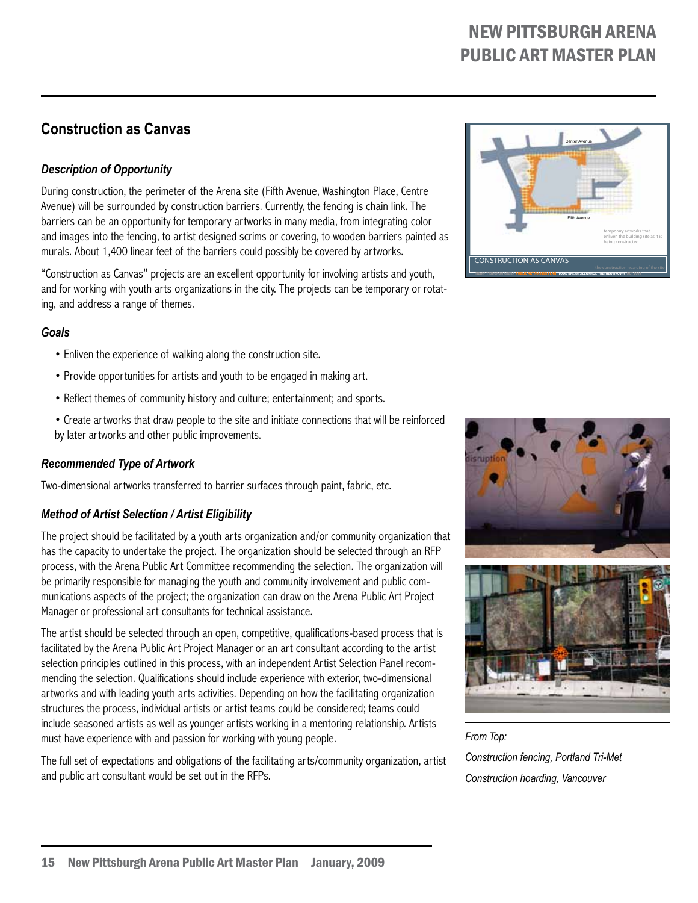## Construction as Canvas

### *Description of Opportunity*

During construction, the perimeter of the Arena site (Fifth Avenue, Washington Place, Centre Avenue) will be surrounded by construction barriers. Currently, the fencing is chain link. The barriers can be an opportunity for temporary artworks in many media, from integrating color and images into the fencing, to artist designed scrims or covering, to wooden barriers painted as murals. About 1,400 linear feet of the barriers could possibly be covered by artworks.

"Construction as Canvas" projects are an excellent opportunity for involving artists and youth, and for working with youth arts organizations in the city. The projects can be temporary or rotating, and address a range of themes.

### *Goals*

- Enliven the experience of walking along the construction site.
- Provide opportunities for artists and youth to be engaged in making art.
- Reflect themes of community history and culture; entertainment; and sports.
- Create artworks that draw people to the site and initiate connections that will be reinforced by later artworks and other public improvements.

### *Recommended Type of Artwork*

Two-dimensional artworks transferred to barrier surfaces through paint, fabric, etc.

### *Method of Artist Selection / Artist Eligibility*

The project should be facilitated by a youth arts organization and/or community organization that has the capacity to undertake the project. The organization should be selected through an RFP process, with the Arena Public Art Committee recommending the selection. The organization will be primarily responsible for managing the youth and community involvement and public communications aspects of the project; the organization can draw on the Arena Public Art Project Manager or professional art consultants for technical assistance.

The artist should be selected through an open, competitive, qualifications-based process that is facilitated by the Arena Public Art Project Manager or an art consultant according to the artist selection principles outlined in this process, with an independent Artist Selection Panel recommending the selection. Qualifications should include experience with exterior, two-dimensional artworks and with leading youth arts activities. Depending on how the facilitating organization structures the process, individual artists or artist teams could be considered; teams could include seasoned artists as well as younger artists working in a mentoring relationship. Artists must have experience with and passion for working with young people.

The full set of expectations and obligations of the facilitating arts/community organization, artist and public art consultant would be set out in the RFPs.

*From Top:*

*Construction fencing, Portland Tri-Met*

*Construction hoarding, Vancouver*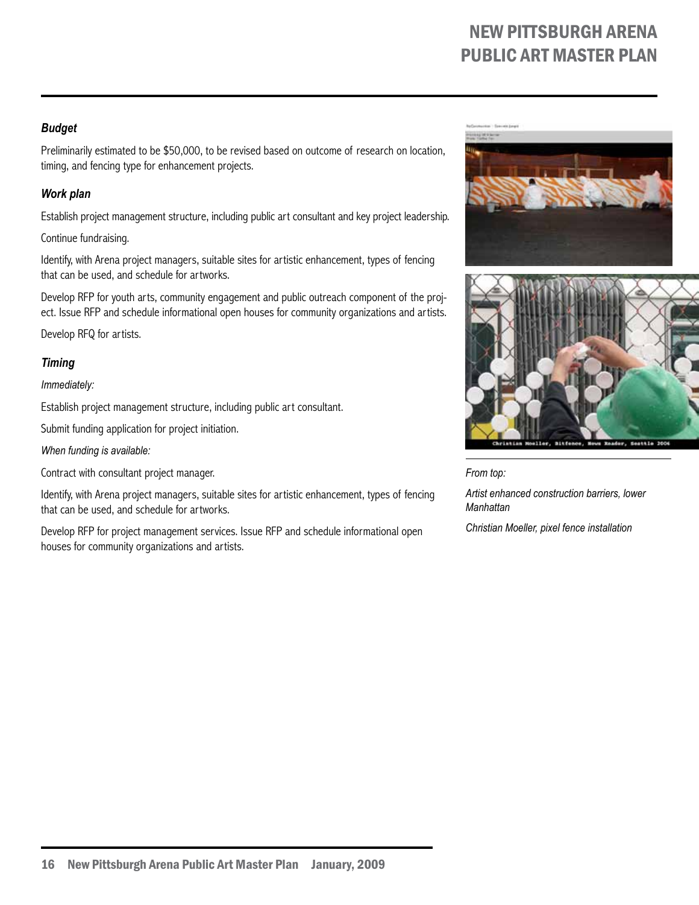### *Budget*

Preliminarily estimated to be $50,000, to be revised based on outcome of research on location, timing, and fencing type for enhancement projects.

### *Work plan*

Establish project management structure, including public art consultant and key project leadership.

Continue fundraising.

Identify, with Arena project managers, suitable sites for artistic enhancement, types of fencing that can be used, and schedule for artworks.

Develop RFP for youth arts, community engagement and public outreach component of the project. Issue RFP and schedule informational open houses for community organizations and artists.

Develop RFQ for artists.

### *Timing*

*Immediately:*

Establish project management structure, including public art consultant.

Submit funding application for project initiation.

*When funding is available:*

Contract with consultant project manager.

Identify, with Arena project managers, suitable sites for artistic enhancement, types of fencing that can be used, and schedule for artworks.

Develop RFP for project management services. Issue RFP and schedule informational open houses for community organizations and artists.

*From top:*

*Artist enhanced construction barriers, lower Manhattan*

*Christian Moeller, pixel fence installation*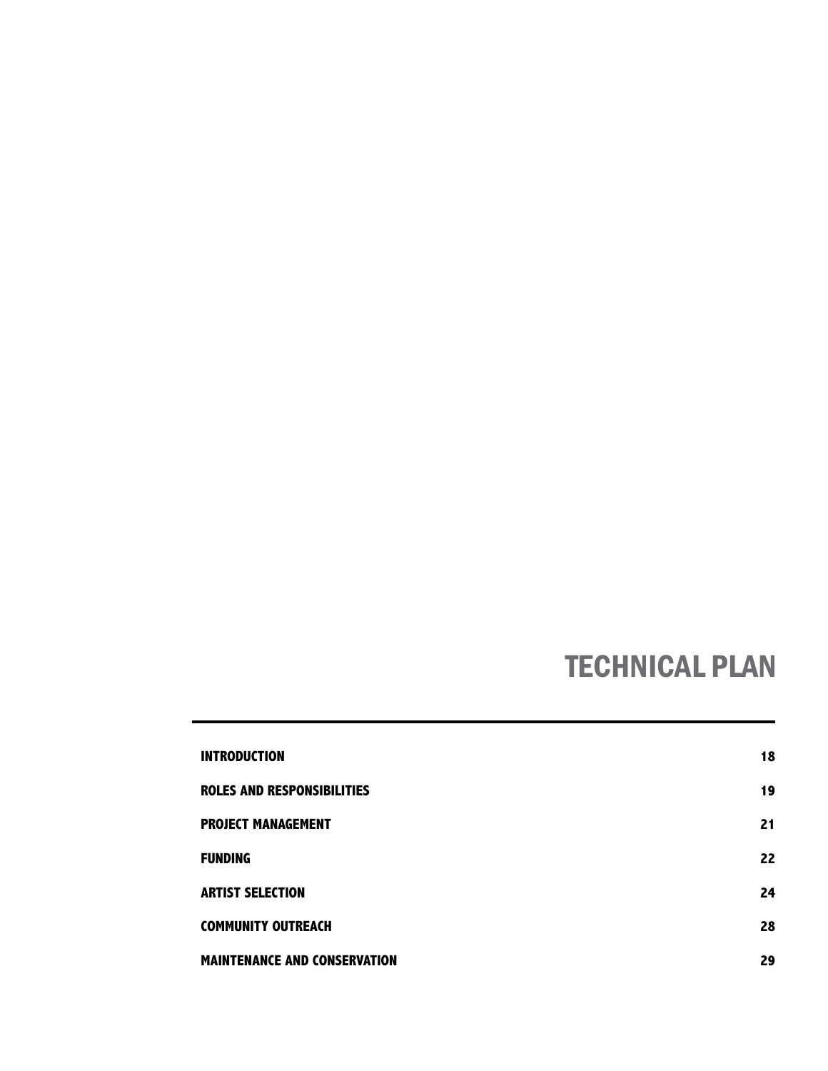# TECHNICAL PLAN

| | |
|---|---|
| **INTRODUCTION** | **18** |
| **ROLES AND RESPONSIBILITIES** | **19** |
| **PROJECT MANAGEMENT** | **21** |
| **FUNDING** | **22** |
| **ARTIST SELECTION** | **24** |
| **COMMUNITY OUTREACH** | **28** |
| **MAINTENANCE AND CONSERVATION** | **29** |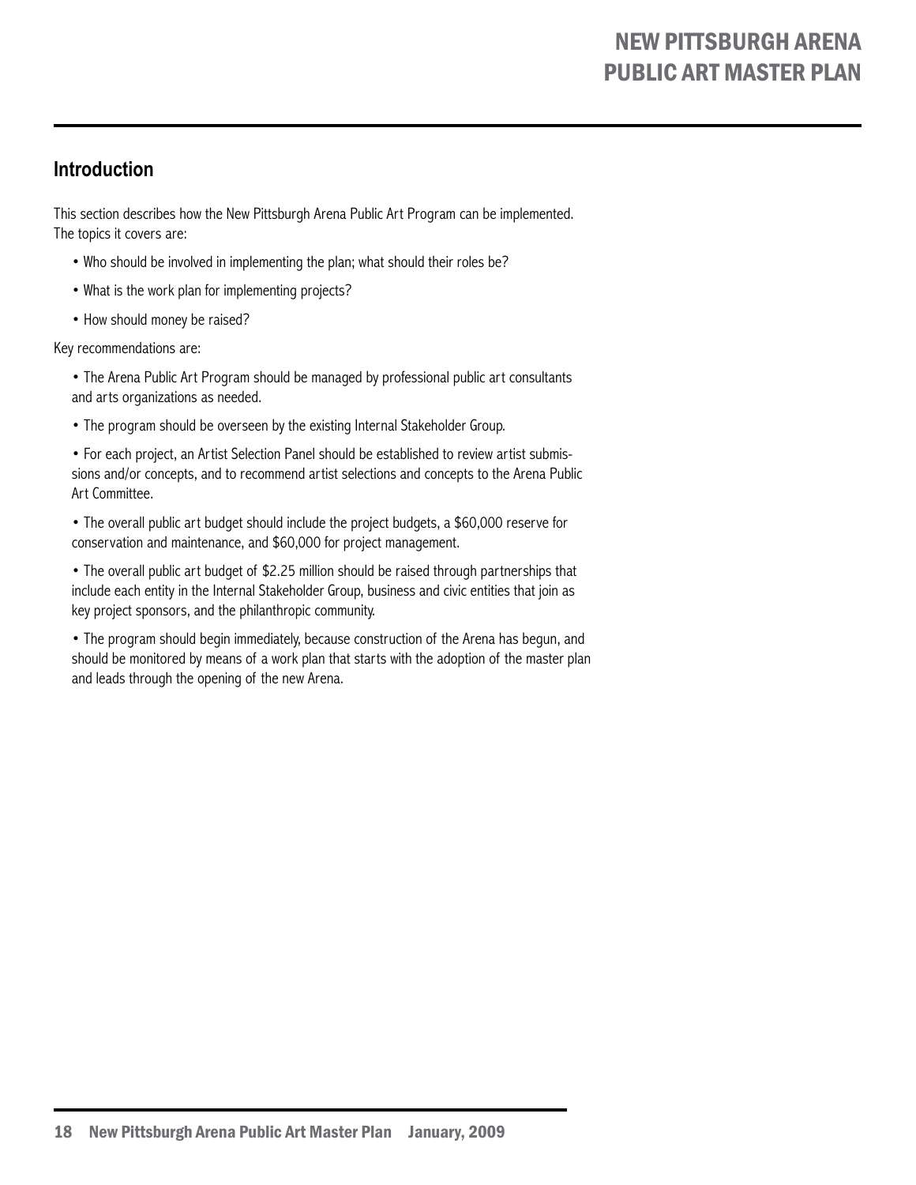## Introduction

This section describes how the New Pittsburgh Arena Public Art Program can be implemented. The topics it covers are:

- Who should be involved in implementing the plan; what should their roles be?
- What is the work plan for implementing projects?
- How should money be raised?

Key recommendations are:

- The Arena Public Art Program should be managed by professional public art consultants and arts organizations as needed.
- The program should be overseen by the existing Internal Stakeholder Group.
- For each project, an Artist Selection Panel should be established to review artist submissions and/or concepts, and to recommend artist selections and concepts to the Arena Public Art Committee.
- The overall public art budget should include the project budgets, a $60,000 reserve for conservation and maintenance, and $60,000 for project management.
- The overall public art budget of $2.25 million should be raised through partnerships that include each entity in the Internal Stakeholder Group, business and civic entities that join as key project sponsors, and the philanthropic community.
- The program should begin immediately, because construction of the Arena has begun, and should be monitored by means of a work plan that starts with the adoption of the master plan and leads through the opening of the new Arena.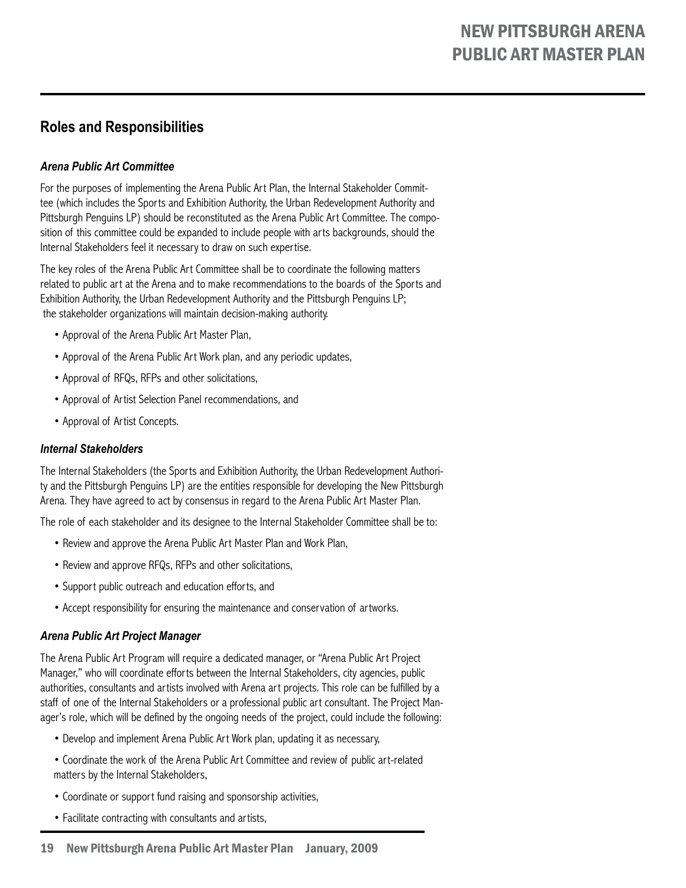## Roles and Responsibilities

### *Arena Public Art Committee*

For the purposes of implementing the Arena Public Art Plan, the Internal Stakeholder Committee (which includes the Sports and Exhibition Authority, the Urban Redevelopment Authority and Pittsburgh Penguins LP) should be reconstituted as the Arena Public Art Committee. The composition of this committee could be expanded to include people with arts backgrounds, should the Internal Stakeholders feel it necessary to draw on such expertise.

The key roles of the Arena Public Art Committee shall be to coordinate the following matters related to public art at the Arena and to make recommendations to the boards of the Sports and Exhibition Authority, the Urban Redevelopment Authority and the Pittsburgh Penguins LP; the stakeholder organizations will maintain decision-making authority.

- Approval of the Arena Public Art Master Plan,
- Approval of the Arena Public Art Work plan, and any periodic updates,
- Approval of RFQs, RFPs and other solicitations,
- Approval of Artist Selection Panel recommendations, and
- Approval of Artist Concepts.

### *Internal Stakeholders*

The Internal Stakeholders (the Sports and Exhibition Authority, the Urban Redevelopment Authority and the Pittsburgh Penguins LP) are the entities responsible for developing the New Pittsburgh Arena. They have agreed to act by consensus in regard to the Arena Public Art Master Plan.

The role of each stakeholder and its designee to the Internal Stakeholder Committee shall be to:

- Review and approve the Arena Public Art Master Plan and Work Plan,
- Review and approve RFQs, RFPs and other solicitations,
- Support public outreach and education efforts, and
- Accept responsibility for ensuring the maintenance and conservation of artworks.

### *Arena Public Art Project Manager*

The Arena Public Art Program will require a dedicated manager, or "Arena Public Art Project Manager," who will coordinate efforts between the Internal Stakeholders, city agencies, public authorities, consultants and artists involved with Arena art projects. This role can be fulfilled by a staff of one of the Internal Stakeholders or a professional public art consultant. The Project Manager's role, which will be defined by the ongoing needs of the project, could include the following:

- Develop and implement Arena Public Art Work plan, updating it as necessary,
- Coordinate the work of the Arena Public Art Committee and review of public art-related matters by the Internal Stakeholders,
- Coordinate or support fund raising and sponsorship activities,
- Facilitate contracting with consultants and artists,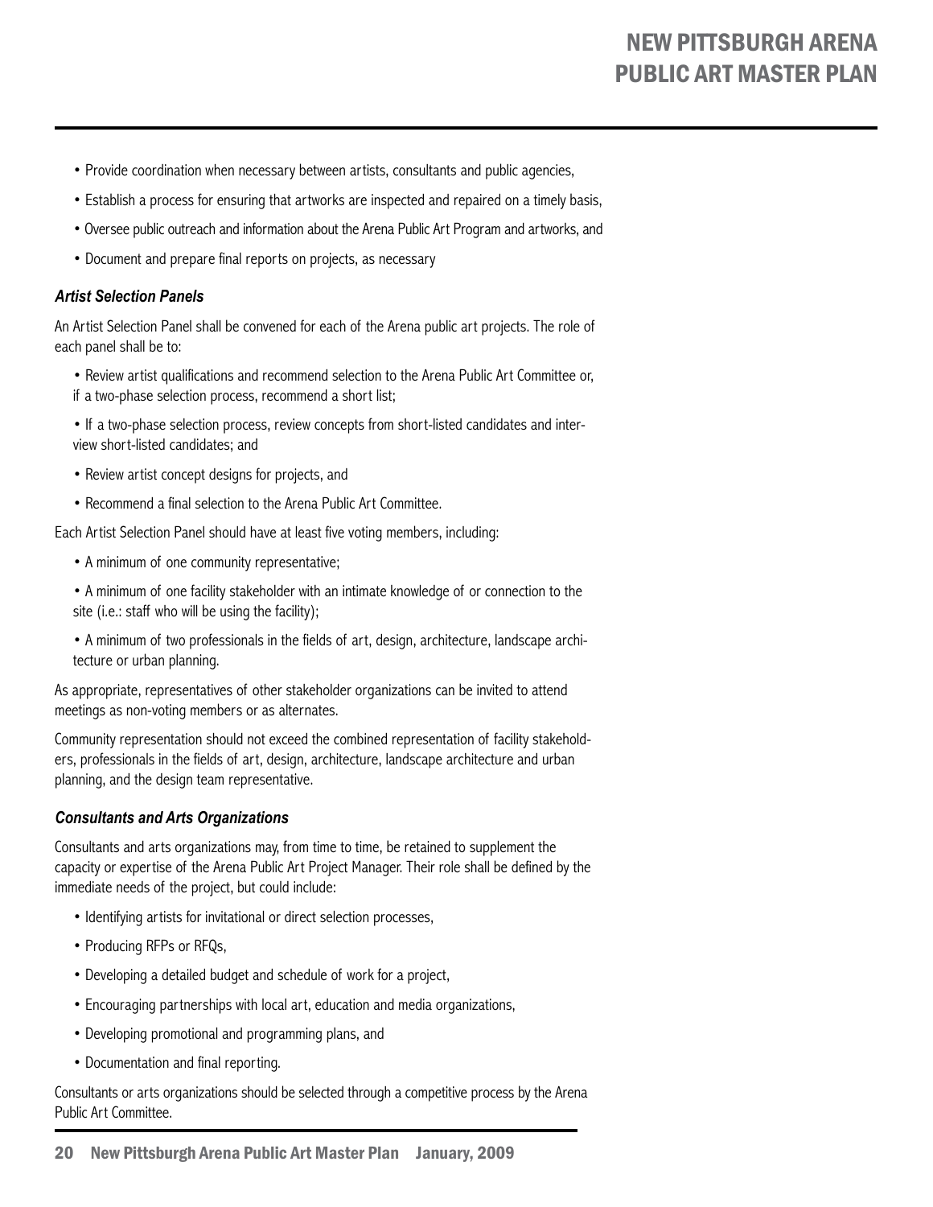- Provide coordination when necessary between artists, consultants and public agencies,
- Establish a process for ensuring that artworks are inspected and repaired on a timely basis,
- Oversee public outreach and information about the Arena Public Art Program and artworks, and
- Document and prepare final reports on projects, as necessary

### *Artist Selection Panels*

An Artist Selection Panel shall be convened for each of the Arena public art projects. The role of each panel shall be to:

- Review artist qualifications and recommend selection to the Arena Public Art Committee or, if a two-phase selection process, recommend a short list;
- If a two-phase selection process, review concepts from short-listed candidates and interview short-listed candidates; and
- Review artist concept designs for projects, and
- Recommend a final selection to the Arena Public Art Committee.

Each Artist Selection Panel should have at least five voting members, including:

- A minimum of one community representative;
- A minimum of one facility stakeholder with an intimate knowledge of or connection to the site (i.e.: staff who will be using the facility);
- A minimum of two professionals in the fields of art, design, architecture, landscape architecture or urban planning.

As appropriate, representatives of other stakeholder organizations can be invited to attend meetings as non-voting members or as alternates.

Community representation should not exceed the combined representation of facility stakeholders, professionals in the fields of art, design, architecture, landscape architecture and urban planning, and the design team representative.

### *Consultants and Arts Organizations*

Consultants and arts organizations may, from time to time, be retained to supplement the capacity or expertise of the Arena Public Art Project Manager. Their role shall be defined by the immediate needs of the project, but could include:

- Identifying artists for invitational or direct selection processes,
- Producing RFPs or RFQs,
- Developing a detailed budget and schedule of work for a project,
- Encouraging partnerships with local art, education and media organizations,
- Developing promotional and programming plans, and
- Documentation and final reporting.

Consultants or arts organizations should be selected through a competitive process by the Arena Public Art Committee.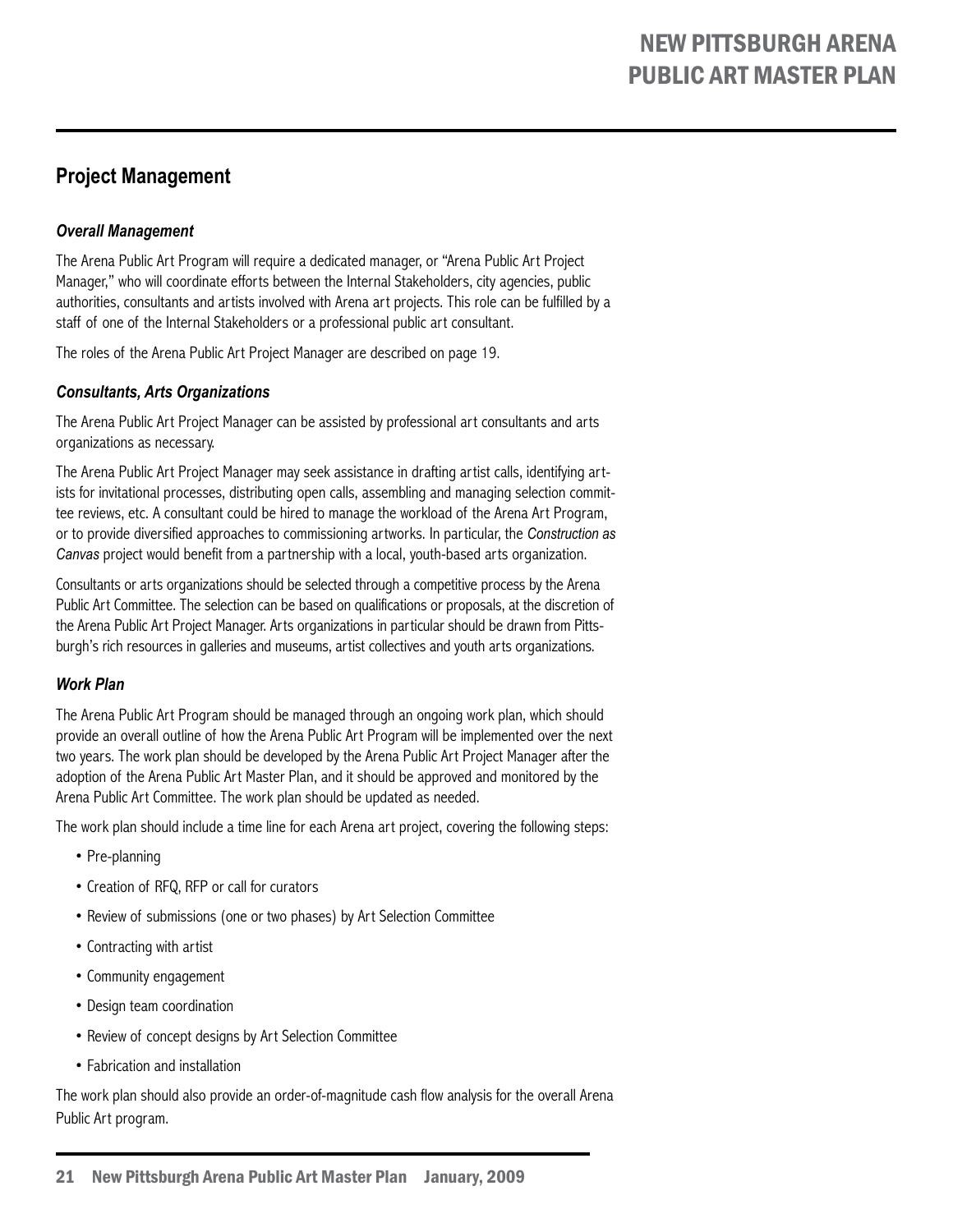## Project Management

### *Overall Management*

The Arena Public Art Program will require a dedicated manager, or "Arena Public Art Project Manager," who will coordinate efforts between the Internal Stakeholders, city agencies, public authorities, consultants and artists involved with Arena art projects. This role can be fulfilled by a staff of one of the Internal Stakeholders or a professional public art consultant.

The roles of the Arena Public Art Project Manager are described on page 19.

### *Consultants, Arts Organizations*

The Arena Public Art Project Manager can be assisted by professional art consultants and arts organizations as necessary.

The Arena Public Art Project Manager may seek assistance in drafting artist calls, identifying artists for invitational processes, distributing open calls, assembling and managing selection committee reviews, etc. A consultant could be hired to manage the workload of the Arena Art Program, or to provide diversified approaches to commissioning artworks. In particular, the *Construction as Canvas* project would benefit from a partnership with a local, youth-based arts organization.

Consultants or arts organizations should be selected through a competitive process by the Arena Public Art Committee. The selection can be based on qualifications or proposals, at the discretion of the Arena Public Art Project Manager. Arts organizations in particular should be drawn from Pittsburgh's rich resources in galleries and museums, artist collectives and youth arts organizations.

### *Work Plan*

The Arena Public Art Program should be managed through an ongoing work plan, which should provide an overall outline of how the Arena Public Art Program will be implemented over the next two years. The work plan should be developed by the Arena Public Art Project Manager after the adoption of the Arena Public Art Master Plan, and it should be approved and monitored by the Arena Public Art Committee. The work plan should be updated as needed.

The work plan should include a time line for each Arena art project, covering the following steps:

- Pre-planning
- Creation of RFQ, RFP or call for curators
- Review of submissions (one or two phases) by Art Selection Committee
- Contracting with artist
- Community engagement
- Design team coordination
- Review of concept designs by Art Selection Committee
- Fabrication and installation

The work plan should also provide an order-of-magnitude cash flow analysis for the overall Arena Public Art program.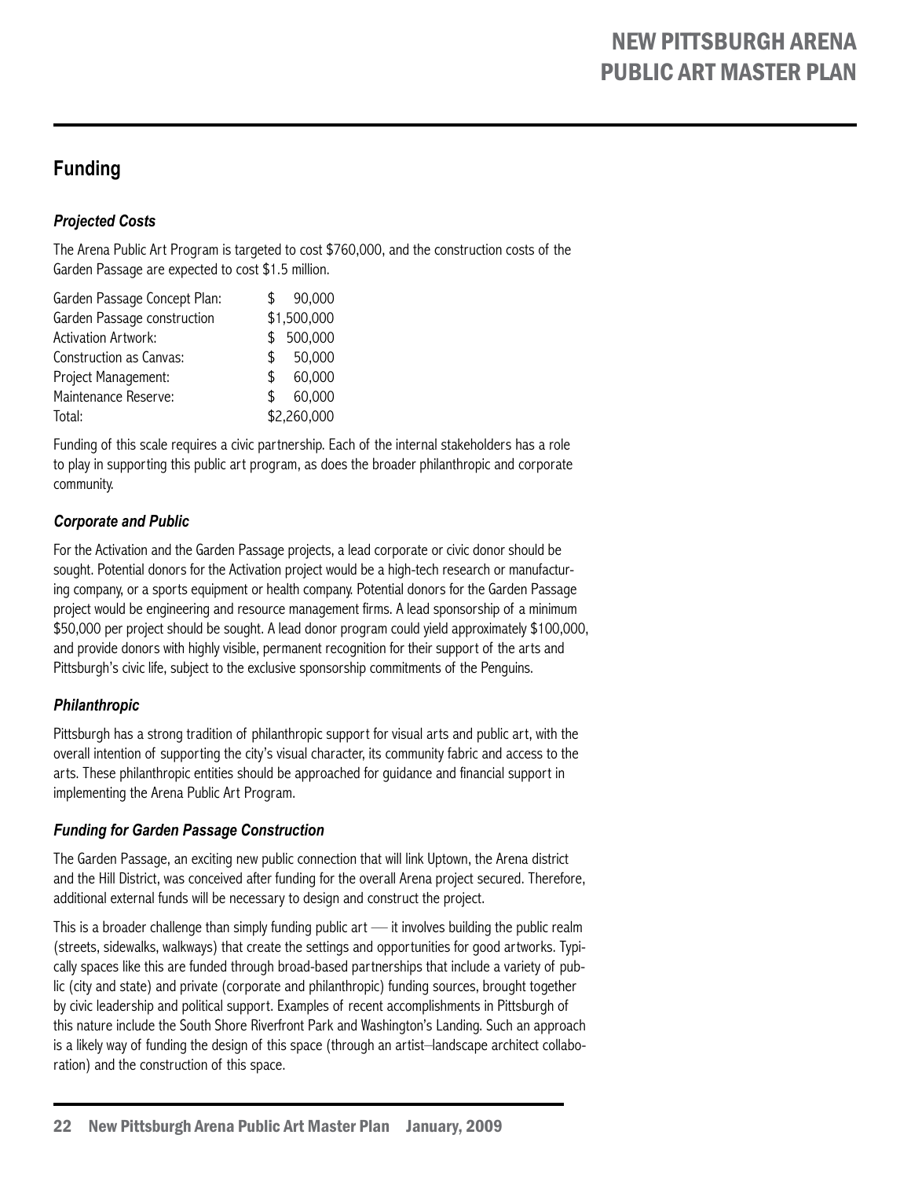## Funding

### *Projected Costs*

The Arena Public Art Program is targeted to cost $760,000, and the construction costs of the Garden Passage are expected to cost $1.5 million.

| | |
|---|---|
| Garden Passage Concept Plan: | $ 90,000 |
| Garden Passage construction | $1,500,000 |
| Activation Artwork: | $ 500,000 |
| Construction as Canvas: | $ 50,000 |
| Project Management: | $ 60,000 |
| Maintenance Reserve: | $ 60,000 |
| Total: | $2,260,000 |

Funding of this scale requires a civic partnership. Each of the internal stakeholders has a role to play in supporting this public art program, as does the broader philanthropic and corporate community.

### *Corporate and Public*

For the Activation and the Garden Passage projects, a lead corporate or civic donor should be sought. Potential donors for the Activation project would be a high-tech research or manufacturing company, or a sports equipment or health company. Potential donors for the Garden Passage project would be engineering and resource management firms. A lead sponsorship of a minimum $50,000 per project should be sought. A lead donor program could yield approximately $100,000, and provide donors with highly visible, permanent recognition for their support of the arts and Pittsburgh's civic life, subject to the exclusive sponsorship commitments of the Penguins.

### *Philanthropic*

Pittsburgh has a strong tradition of philanthropic support for visual arts and public art, with the overall intention of supporting the city's visual character, its community fabric and access to the arts. These philanthropic entities should be approached for guidance and financial support in implementing the Arena Public Art Program.

### *Funding for Garden Passage Construction*

The Garden Passage, an exciting new public connection that will link Uptown, the Arena district and the Hill District, was conceived after funding for the overall Arena project secured. Therefore, additional external funds will be necessary to design and construct the project.

This is a broader challenge than simply funding public art — it involves building the public realm (streets, sidewalks, walkways) that create the settings and opportunities for good artworks. Typically spaces like this are funded through broad-based partnerships that include a variety of public (city and state) and private (corporate and philanthropic) funding sources, brought together by civic leadership and political support. Examples of recent accomplishments in Pittsburgh of this nature include the South Shore Riverfront Park and Washington's Landing. Such an approach is a likely way of funding the design of this space (through an artist–landscape architect collaboration) and the construction of this space.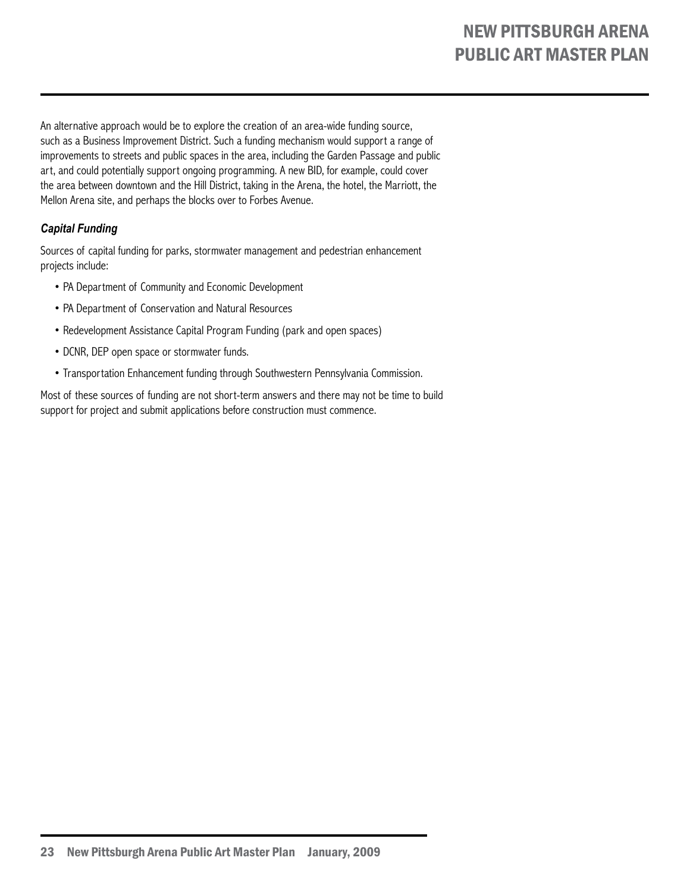An alternative approach would be to explore the creation of an area-wide funding source, such as a Business Improvement District. Such a funding mechanism would support a range of improvements to streets and public spaces in the area, including the Garden Passage and public art, and could potentially support ongoing programming. A new BID, for example, could cover the area between downtown and the Hill District, taking in the Arena, the hotel, the Marriott, the Mellon Arena site, and perhaps the blocks over to Forbes Avenue.

### *Capital Funding*

Sources of capital funding for parks, stormwater management and pedestrian enhancement projects include:

- PA Department of Community and Economic Development
- PA Department of Conservation and Natural Resources
- Redevelopment Assistance Capital Program Funding (park and open spaces)
- DCNR, DEP open space or stormwater funds.
- Transportation Enhancement funding through Southwestern Pennsylvania Commission.

Most of these sources of funding are not short-term answers and there may not be time to build support for project and submit applications before construction must commence.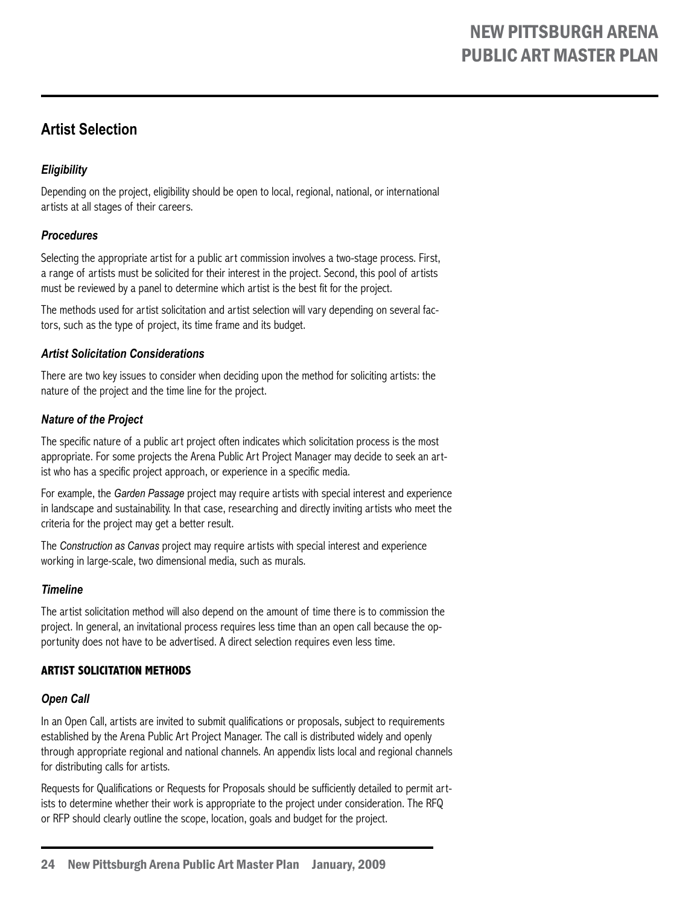## Artist Selection

### *Eligibility*

Depending on the project, eligibility should be open to local, regional, national, or international artists at all stages of their careers.

### *Procedures*

Selecting the appropriate artist for a public art commission involves a two-stage process. First, a range of artists must be solicited for their interest in the project. Second, this pool of artists must be reviewed by a panel to determine which artist is the best fit for the project.

The methods used for artist solicitation and artist selection will vary depending on several factors, such as the type of project, its time frame and its budget.

### *Artist Solicitation Considerations*

There are two key issues to consider when deciding upon the method for soliciting artists: the nature of the project and the time line for the project.

### *Nature of the Project*

The specific nature of a public art project often indicates which solicitation process is the most appropriate. For some projects the Arena Public Art Project Manager may decide to seek an artist who has a specific project approach, or experience in a specific media.

For example, the *Garden Passage* project may require artists with special interest and experience in landscape and sustainability. In that case, researching and directly inviting artists who meet the criteria for the project may get a better result.

The *Construction as Canvas* project may require artists with special interest and experience working in large-scale, two dimensional media, such as murals.

### *Timeline*

The artist solicitation method will also depend on the amount of time there is to commission the project. In general, an invitational process requires less time than an open call because the opportunity does not have to be advertised. A direct selection requires even less time.

### ARTIST SOLICITATION METHODS

### *Open Call*

In an Open Call, artists are invited to submit qualifications or proposals, subject to requirements established by the Arena Public Art Project Manager. The call is distributed widely and openly through appropriate regional and national channels. An appendix lists local and regional channels for distributing calls for artists.

Requests for Qualifications or Requests for Proposals should be sufficiently detailed to permit artists to determine whether their work is appropriate to the project under consideration. The RFQ or RFP should clearly outline the scope, location, goals and budget for the project.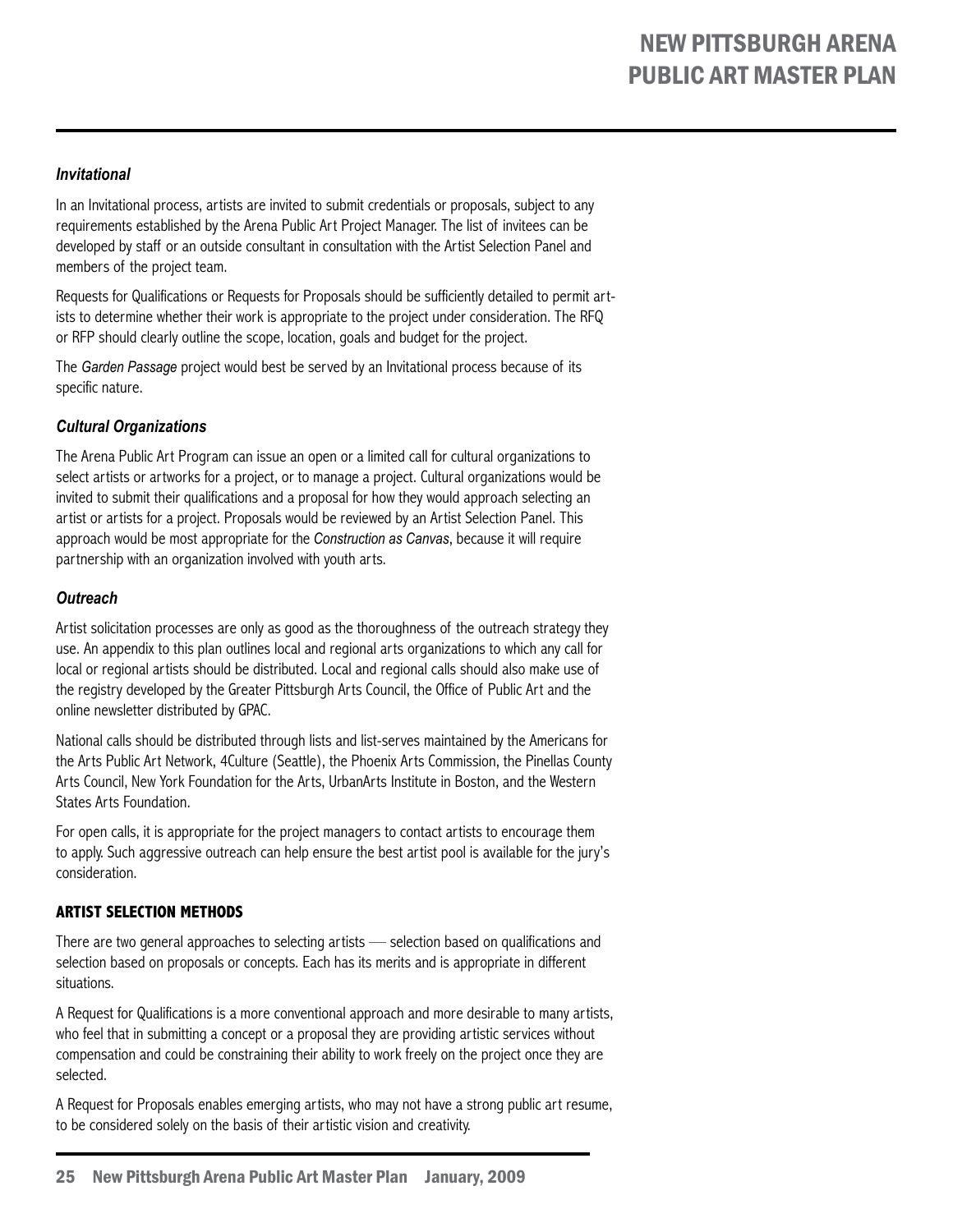### *Invitational*

In an Invitational process, artists are invited to submit credentials or proposals, subject to any requirements established by the Arena Public Art Project Manager. The list of invitees can be developed by staff or an outside consultant in consultation with the Artist Selection Panel and members of the project team.

Requests for Qualifications or Requests for Proposals should be sufficiently detailed to permit artists to determine whether their work is appropriate to the project under consideration. The RFQ or RFP should clearly outline the scope, location, goals and budget for the project.

The *Garden Passage* project would best be served by an Invitational process because of its specific nature.

### *Cultural Organizations*

The Arena Public Art Program can issue an open or a limited call for cultural organizations to select artists or artworks for a project, or to manage a project. Cultural organizations would be invited to submit their qualifications and a proposal for how they would approach selecting an artist or artists for a project. Proposals would be reviewed by an Artist Selection Panel. This approach would be most appropriate for the *Construction as Canvas*, because it will require partnership with an organization involved with youth arts.

### *Outreach*

Artist solicitation processes are only as good as the thoroughness of the outreach strategy they use. An appendix to this plan outlines local and regional arts organizations to which any call for local or regional artists should be distributed. Local and regional calls should also make use of the registry developed by the Greater Pittsburgh Arts Council, the Office of Public Art and the online newsletter distributed by GPAC.

National calls should be distributed through lists and list-serves maintained by the Americans for the Arts Public Art Network, 4Culture (Seattle), the Phoenix Arts Commission, the Pinellas County Arts Council, New York Foundation for the Arts, UrbanArts Institute in Boston, and the Western States Arts Foundation.

For open calls, it is appropriate for the project managers to contact artists to encourage them to apply. Such aggressive outreach can help ensure the best artist pool is available for the jury's consideration.

## ARTIST SELECTION METHODS

There are two general approaches to selecting artists — selection based on qualifications and selection based on proposals or concepts. Each has its merits and is appropriate in different situations.

A Request for Qualifications is a more conventional approach and more desirable to many artists, who feel that in submitting a concept or a proposal they are providing artistic services without compensation and could be constraining their ability to work freely on the project once they are selected.

A Request for Proposals enables emerging artists, who may not have a strong public art resume, to be considered solely on the basis of their artistic vision and creativity.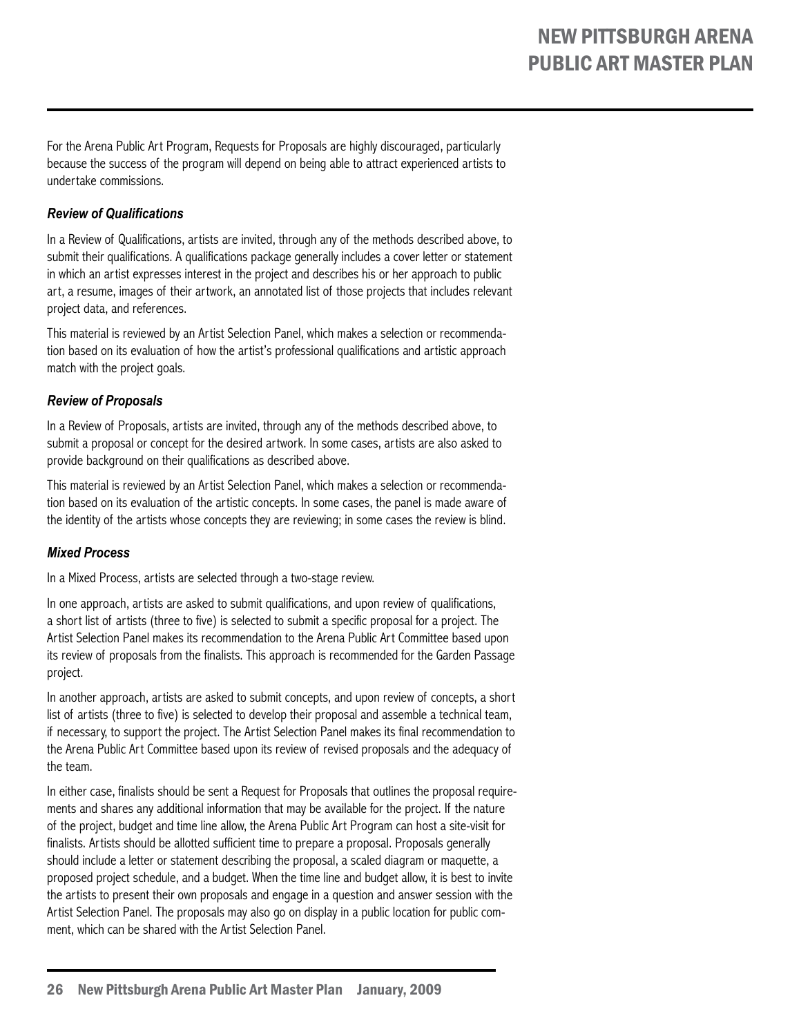For the Arena Public Art Program, Requests for Proposals are highly discouraged, particularly because the success of the program will depend on being able to attract experienced artists to undertake commissions.

### *Review of Qualifications*

In a Review of Qualifications, artists are invited, through any of the methods described above, to submit their qualifications. A qualifications package generally includes a cover letter or statement in which an artist expresses interest in the project and describes his or her approach to public art, a resume, images of their artwork, an annotated list of those projects that includes relevant project data, and references.

This material is reviewed by an Artist Selection Panel, which makes a selection or recommendation based on its evaluation of how the artist's professional qualifications and artistic approach match with the project goals.

### *Review of Proposals*

In a Review of Proposals, artists are invited, through any of the methods described above, to submit a proposal or concept for the desired artwork. In some cases, artists are also asked to provide background on their qualifications as described above.

This material is reviewed by an Artist Selection Panel, which makes a selection or recommendation based on its evaluation of the artistic concepts. In some cases, the panel is made aware of the identity of the artists whose concepts they are reviewing; in some cases the review is blind.

### *Mixed Process*

In a Mixed Process, artists are selected through a two-stage review.

In one approach, artists are asked to submit qualifications, and upon review of qualifications, a short list of artists (three to five) is selected to submit a specific proposal for a project. The Artist Selection Panel makes its recommendation to the Arena Public Art Committee based upon its review of proposals from the finalists. This approach is recommended for the Garden Passage project.

In another approach, artists are asked to submit concepts, and upon review of concepts, a short list of artists (three to five) is selected to develop their proposal and assemble a technical team, if necessary, to support the project. The Artist Selection Panel makes its final recommendation to the Arena Public Art Committee based upon its review of revised proposals and the adequacy of the team.

In either case, finalists should be sent a Request for Proposals that outlines the proposal requirements and shares any additional information that may be available for the project. If the nature of the project, budget and time line allow, the Arena Public Art Program can host a site-visit for finalists. Artists should be allotted sufficient time to prepare a proposal. Proposals generally should include a letter or statement describing the proposal, a scaled diagram or maquette, a proposed project schedule, and a budget. When the time line and budget allow, it is best to invite the artists to present their own proposals and engage in a question and answer session with the Artist Selection Panel. The proposals may also go on display in a public location for public comment, which can be shared with the Artist Selection Panel.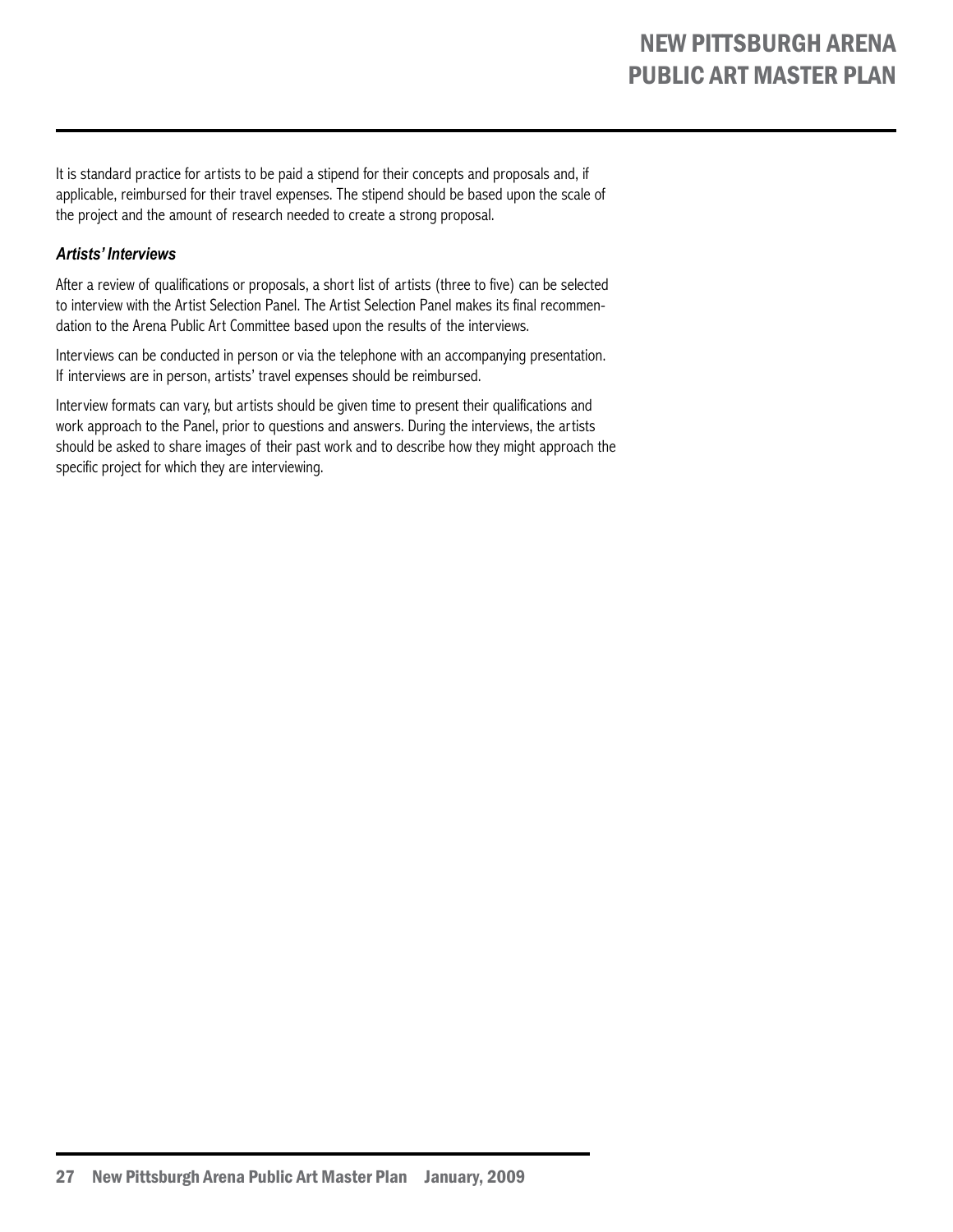It is standard practice for artists to be paid a stipend for their concepts and proposals and, if applicable, reimbursed for their travel expenses. The stipend should be based upon the scale of the project and the amount of research needed to create a strong proposal.

***Artists' Interviews***

After a review of qualifications or proposals, a short list of artists (three to five) can be selected to interview with the Artist Selection Panel. The Artist Selection Panel makes its final recommendation to the Arena Public Art Committee based upon the results of the interviews.

Interviews can be conducted in person or via the telephone with an accompanying presentation. If interviews are in person, artists' travel expenses should be reimbursed.

Interview formats can vary, but artists should be given time to present their qualifications and work approach to the Panel, prior to questions and answers. During the interviews, the artists should be asked to share images of their past work and to describe how they might approach the specific project for which they are interviewing.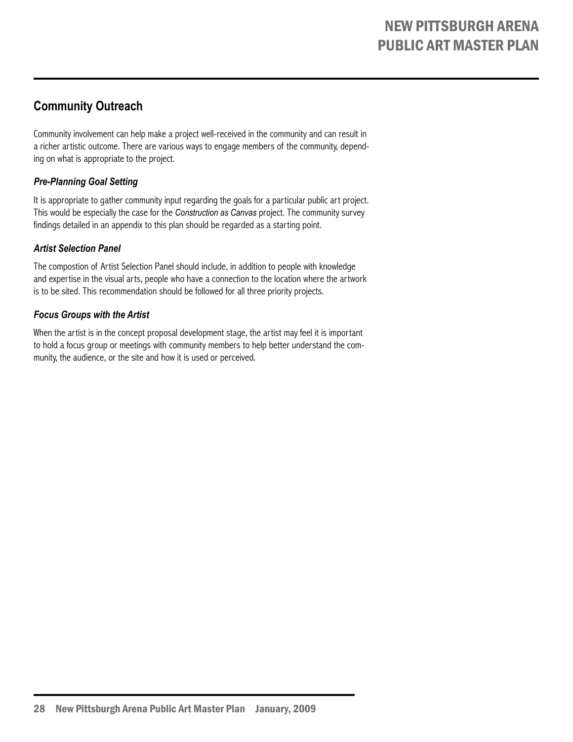## Community Outreach

Community involvement can help make a project well-received in the community and can result in a richer artistic outcome. There are various ways to engage members of the community, depending on what is appropriate to the project.

### *Pre-Planning Goal Setting*

It is appropriate to gather community input regarding the goals for a particular public art project. This would be especially the case for the *Construction as Canvas* project. The community survey findings detailed in an appendix to this plan should be regarded as a starting point.

### *Artist Selection Panel*

The compostion of Artist Selection Panel should include, in addition to people with knowledge and expertise in the visual arts, people who have a connection to the location where the artwork is to be sited. This recommendation should be followed for all three priority projects.

### *Focus Groups with the Artist*

When the artist is in the concept proposal development stage, the artist may feel it is important to hold a focus group or meetings with community members to help better understand the community, the audience, or the site and how it is used or perceived.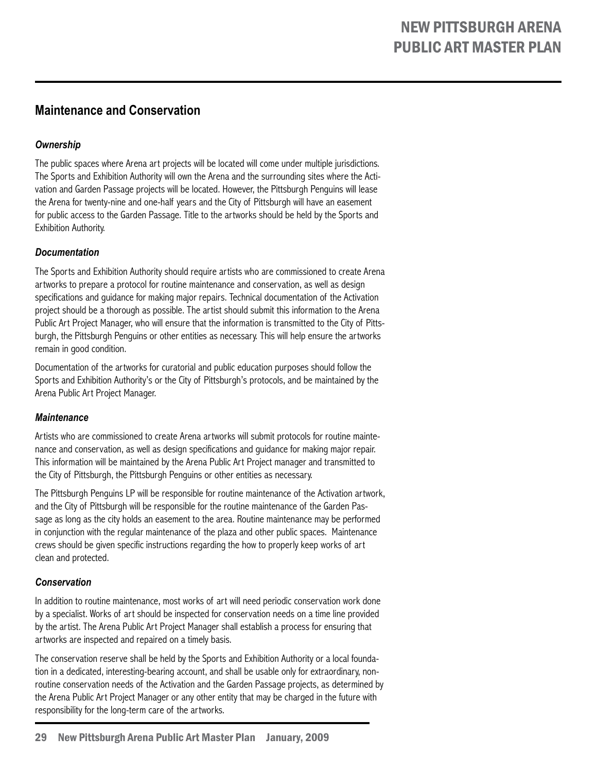## Maintenance and Conservation

### *Ownership*

The public spaces where Arena art projects will be located will come under multiple jurisdictions. The Sports and Exhibition Authority will own the Arena and the surrounding sites where the Activation and Garden Passage projects will be located. However, the Pittsburgh Penguins will lease the Arena for twenty-nine and one-half years and the City of Pittsburgh will have an easement for public access to the Garden Passage. Title to the artworks should be held by the Sports and Exhibition Authority.

### *Documentation*

The Sports and Exhibition Authority should require artists who are commissioned to create Arena artworks to prepare a protocol for routine maintenance and conservation, as well as design specifications and guidance for making major repairs. Technical documentation of the Activation project should be a thorough as possible. The artist should submit this information to the Arena Public Art Project Manager, who will ensure that the information is transmitted to the City of Pittsburgh, the Pittsburgh Penguins or other entities as necessary. This will help ensure the artworks remain in good condition.

Documentation of the artworks for curatorial and public education purposes should follow the Sports and Exhibition Authority's or the City of Pittsburgh's protocols, and be maintained by the Arena Public Art Project Manager.

### *Maintenance*

Artists who are commissioned to create Arena artworks will submit protocols for routine maintenance and conservation, as well as design specifications and guidance for making major repair. This information will be maintained by the Arena Public Art Project manager and transmitted to the City of Pittsburgh, the Pittsburgh Penguins or other entities as necessary.

The Pittsburgh Penguins LP will be responsible for routine maintenance of the Activation artwork, and the City of Pittsburgh will be responsible for the routine maintenance of the Garden Passage as long as the city holds an easement to the area. Routine maintenance may be performed in conjunction with the regular maintenance of the plaza and other public spaces. Maintenance crews should be given specific instructions regarding the how to properly keep works of art clean and protected.

### *Conservation*

In addition to routine maintenance, most works of art will need periodic conservation work done by a specialist. Works of art should be inspected for conservation needs on a time line provided by the artist. The Arena Public Art Project Manager shall establish a process for ensuring that artworks are inspected and repaired on a timely basis.

The conservation reserve shall be held by the Sports and Exhibition Authority or a local foundation in a dedicated, interesting-bearing account, and shall be usable only for extraordinary, non-routine conservation needs of the Activation and the Garden Passage projects, as determined by the Arena Public Art Project Manager or any other entity that may be charged in the future with responsibility for the long-term care of the artworks.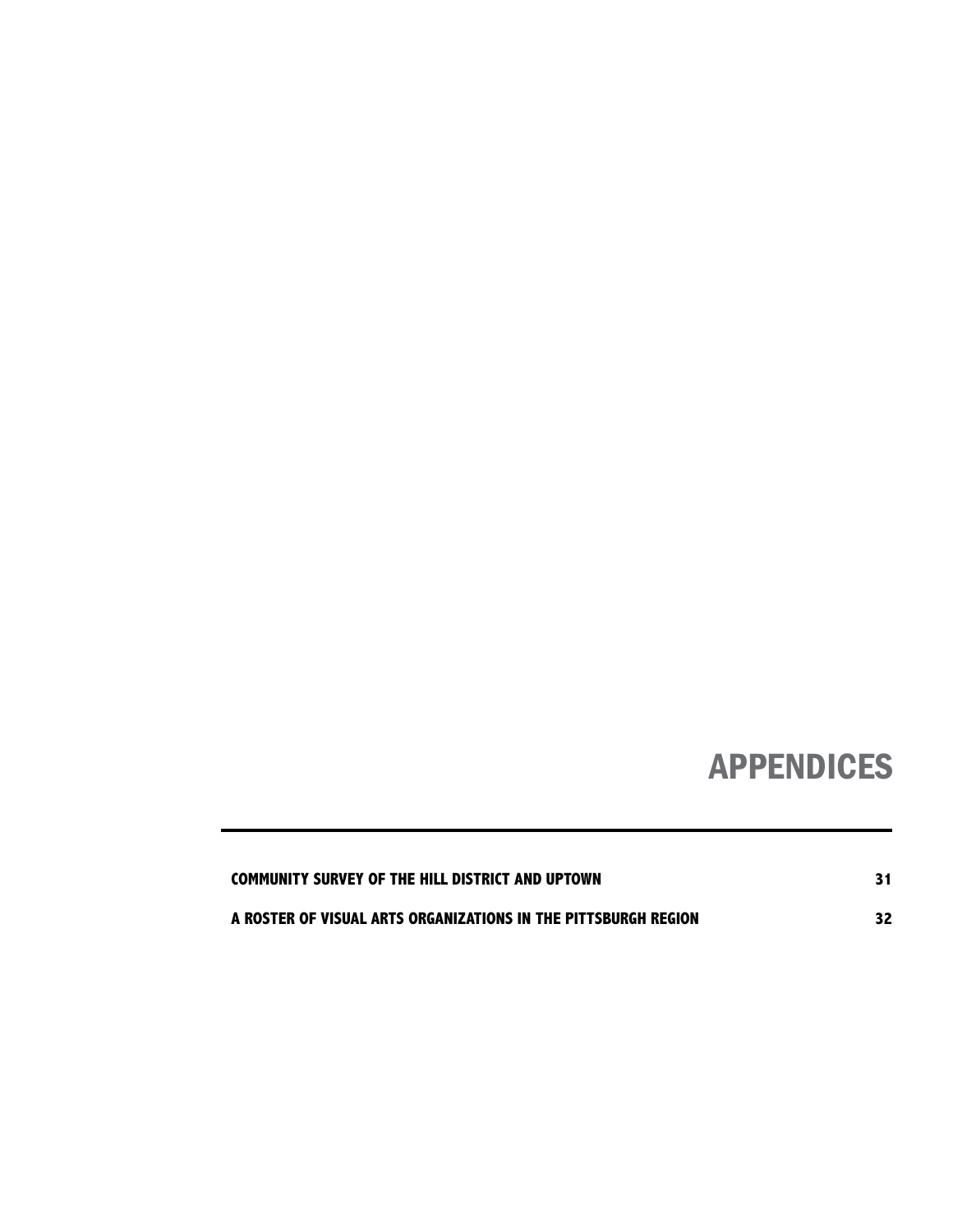# APPENDICES

| | |
|---|---|
| **COMMUNITY SURVEY OF THE HILL DISTRICT AND UPTOWN** | **31** |
| **A ROSTER OF VISUAL ARTS ORGANIZATIONS IN THE PITTSBURGH REGION** | **32** |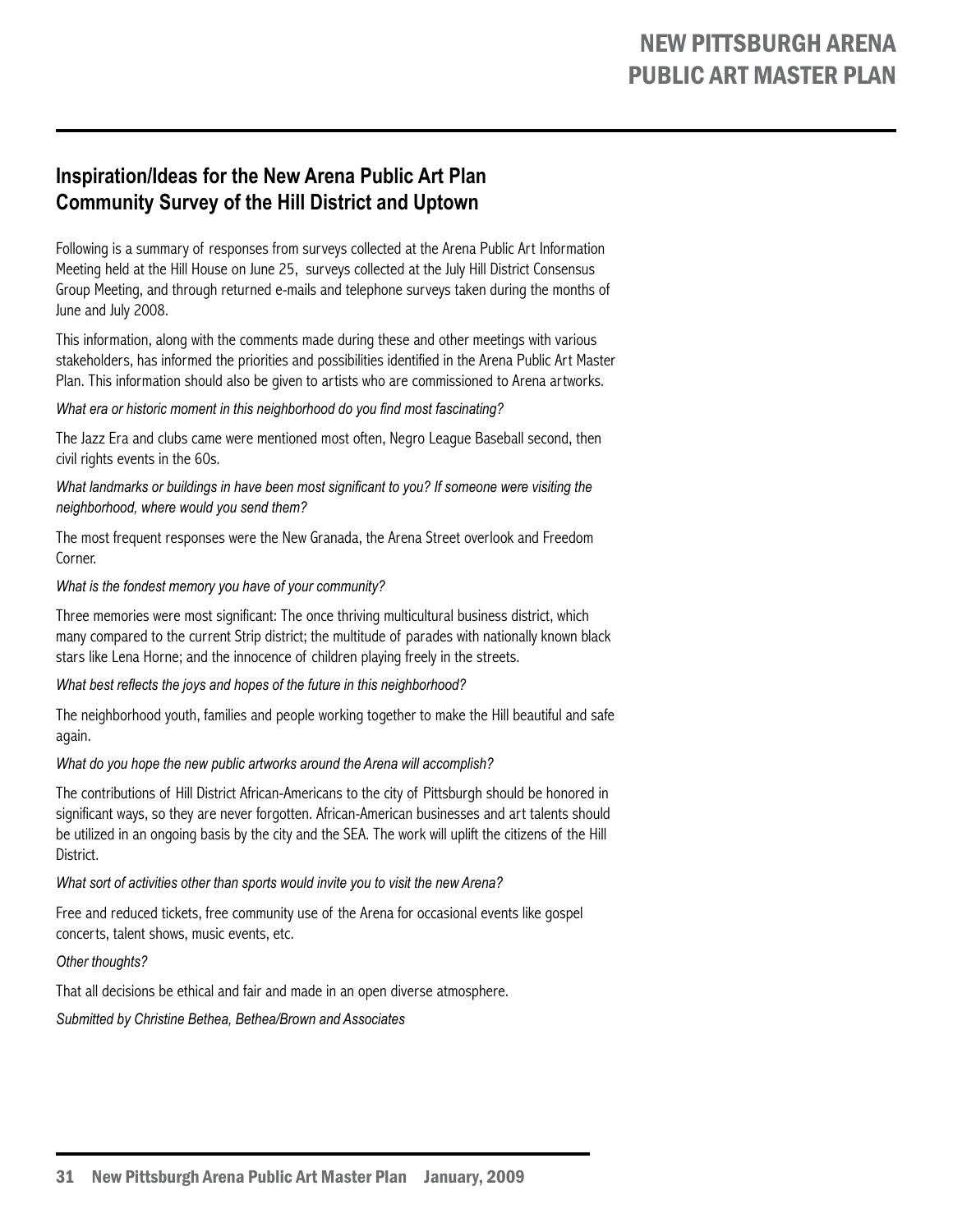## Inspiration/Ideas for the New Arena Public Art Plan
## Community Survey of the Hill District and Uptown

Following is a summary of responses from surveys collected at the Arena Public Art Information Meeting held at the Hill House on June 25, surveys collected at the July Hill District Consensus Group Meeting, and through returned e-mails and telephone surveys taken during the months of June and July 2008.

This information, along with the comments made during these and other meetings with various stakeholders, has informed the priorities and possibilities identified in the Arena Public Art Master Plan. This information should also be given to artists who are commissioned to Arena artworks.

*What era or historic moment in this neighborhood do you find most fascinating?*

The Jazz Era and clubs came were mentioned most often, Negro League Baseball second, then civil rights events in the 60s.

*What landmarks or buildings in have been most significant to you? If someone were visiting the neighborhood, where would you send them?*

The most frequent responses were the New Granada, the Arena Street overlook and Freedom Corner.

*What is the fondest memory you have of your community?*

Three memories were most significant: The once thriving multicultural business district, which many compared to the current Strip district; the multitude of parades with nationally known black stars like Lena Horne; and the innocence of children playing freely in the streets.

*What best reflects the joys and hopes of the future in this neighborhood?*

The neighborhood youth, families and people working together to make the Hill beautiful and safe again.

*What do you hope the new public artworks around the Arena will accomplish?*

The contributions of Hill District African-Americans to the city of Pittsburgh should be honored in significant ways, so they are never forgotten. African-American businesses and art talents should be utilized in an ongoing basis by the city and the SEA. The work will uplift the citizens of the Hill District.

*What sort of activities other than sports would invite you to visit the new Arena?*

Free and reduced tickets, free community use of the Arena for occasional events like gospel concerts, talent shows, music events, etc.

*Other thoughts?*

That all decisions be ethical and fair and made in an open diverse atmosphere.

*Submitted by Christine Bethea, Bethea/Brown and Associates*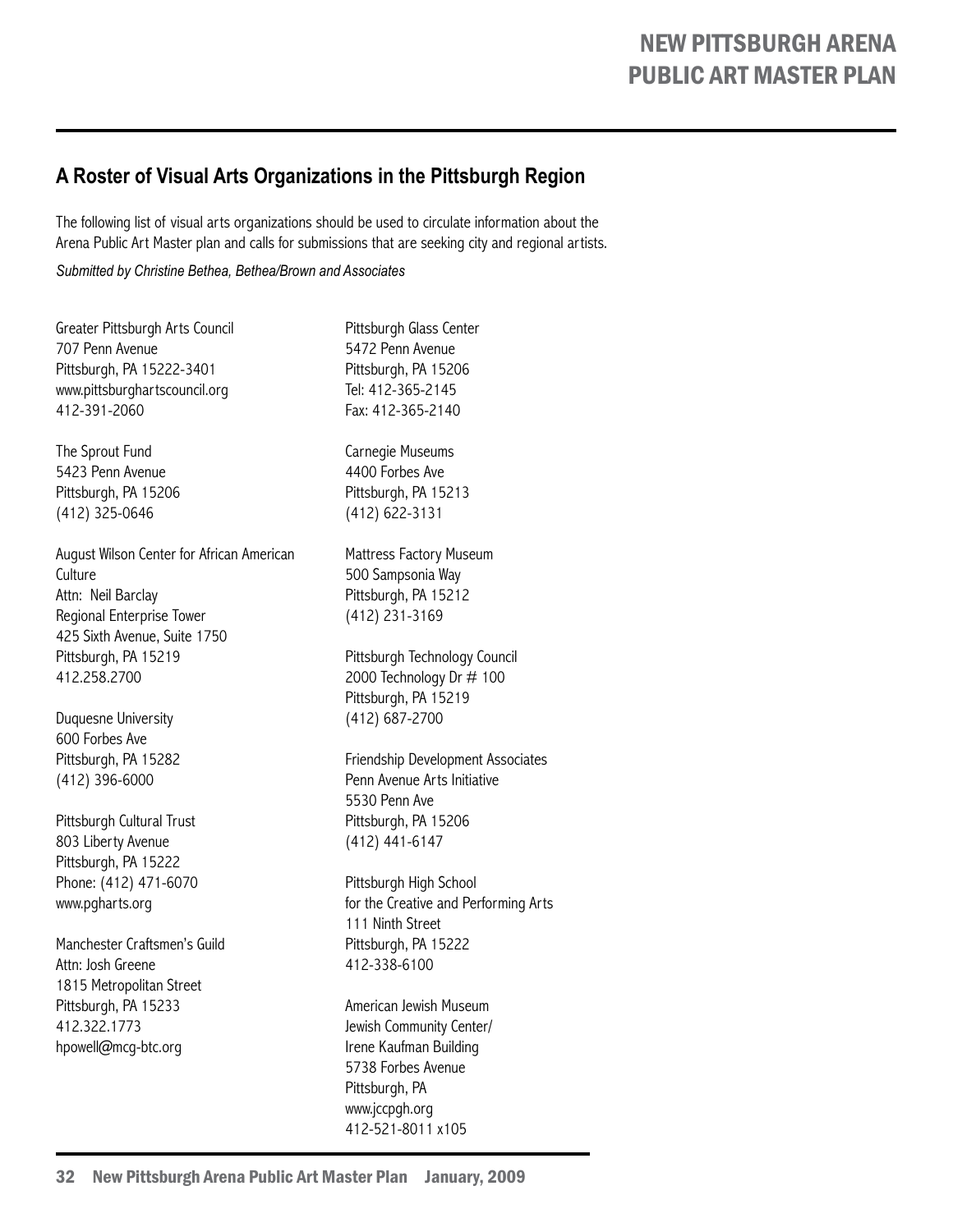## A Roster of Visual Arts Organizations in the Pittsburgh Region

The following list of visual arts organizations should be used to circulate information about the Arena Public Art Master plan and calls for submissions that are seeking city and regional artists.

*Submitted by Christine Bethea, Bethea/Brown and Associates*

Greater Pittsburgh Arts Council
707 Penn Avenue
Pittsburgh, PA 15222-3401
www.pittsburghartscouncil.org
412-391-2060

The Sprout Fund
5423 Penn Avenue
Pittsburgh, PA 15206
(412) 325-0646

August Wilson Center for African American Culture
Attn: Neil Barclay
Regional Enterprise Tower
425 Sixth Avenue, Suite 1750
Pittsburgh, PA 15219
412.258.2700

Duquesne University
600 Forbes Ave
Pittsburgh, PA 15282
(412) 396-6000

Pittsburgh Cultural Trust
803 Liberty Avenue
Pittsburgh, PA 15222
Phone: (412) 471-6070
www.pgharts.org

Manchester Craftsmen's Guild
Attn: Josh Greene
1815 Metropolitan Street
Pittsburgh, PA 15233
412.322.1773
hpowell@mcg-btc.org

Pittsburgh Glass Center
5472 Penn Avenue
Pittsburgh, PA 15206
Tel: 412-365-2145
Fax: 412-365-2140

Carnegie Museums
4400 Forbes Ave
Pittsburgh, PA 15213
(412) 622-3131

Mattress Factory Museum
500 Sampsonia Way
Pittsburgh, PA 15212
(412) 231-3169

Pittsburgh Technology Council
2000 Technology Dr # 100
Pittsburgh, PA 15219
(412) 687-2700

Friendship Development Associates
Penn Avenue Arts Initiative
5530 Penn Ave
Pittsburgh, PA 15206
(412) 441-6147

Pittsburgh High School
for the Creative and Performing Arts
111 Ninth Street
Pittsburgh, PA 15222
412-338-6100

American Jewish Museum
Jewish Community Center/
Irene Kaufman Building
5738 Forbes Avenue
Pittsburgh, PA
www.jccpgh.org
412-521-8011 x105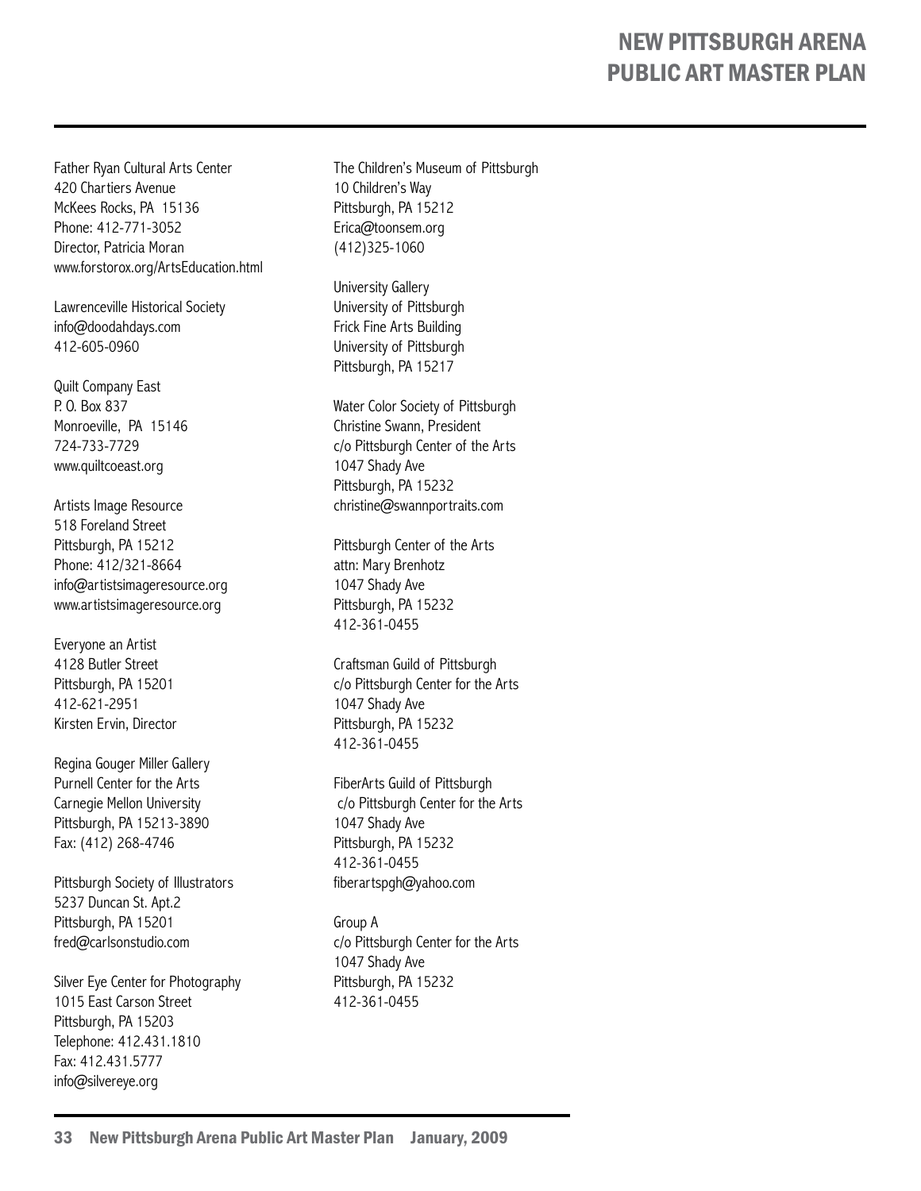Father Ryan Cultural Arts Center
420 Chartiers Avenue
McKees Rocks, PA 15136
Phone: 412-771-3052
Director, Patricia Moran
www.forstorox.org/ArtsEducation.html

Lawrenceville Historical Society
info@doodahdays.com
412-605-0960

Quilt Company East
P. O. Box 837
Monroeville, PA 15146
724-733-7729
www.quiltcoeast.org

Artists Image Resource
518 Foreland Street
Pittsburgh, PA 15212
Phone: 412/321-8664
info@artistsimageresource.org
www.artistsimageresource.org

Everyone an Artist
4128 Butler Street
Pittsburgh, PA 15201
412-621-2951
Kirsten Ervin, Director

Regina Gouger Miller Gallery
Purnell Center for the Arts
Carnegie Mellon University
Pittsburgh, PA 15213-3890
Fax: (412) 268-4746

Pittsburgh Society of Illustrators
5237 Duncan St. Apt.2
Pittsburgh, PA 15201
fred@carlsonstudio.com

Silver Eye Center for Photography
1015 East Carson Street
Pittsburgh, PA 15203
Telephone: 412.431.1810
Fax: 412.431.5777
info@silvereye.org

The Children's Museum of Pittsburgh
10 Children's Way
Pittsburgh, PA 15212
Erica@toonsem.org
(412)325-1060

University Gallery
University of Pittsburgh
Frick Fine Arts Building
University of Pittsburgh
Pittsburgh, PA 15217

Water Color Society of Pittsburgh
Christine Swann, President
c/o Pittsburgh Center of the Arts
1047 Shady Ave
Pittsburgh, PA 15232
christine@swannportraits.com

Pittsburgh Center of the Arts
attn: Mary Brenhotz
1047 Shady Ave
Pittsburgh, PA 15232
412-361-0455

Craftsman Guild of Pittsburgh
c/o Pittsburgh Center for the Arts
1047 Shady Ave
Pittsburgh, PA 15232
412-361-0455

FiberArts Guild of Pittsburgh
c/o Pittsburgh Center for the Arts
1047 Shady Ave
Pittsburgh, PA 15232
412-361-0455
fiberartspgh@yahoo.com

Group A
c/o Pittsburgh Center for the Arts
1047 Shady Ave
Pittsburgh, PA 15232
412-361-0455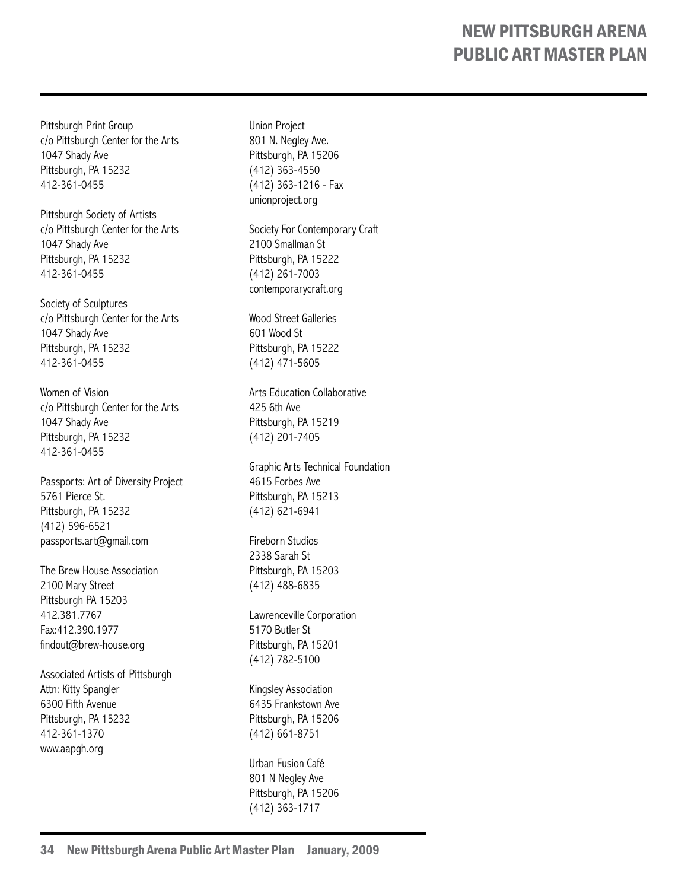Pittsburgh Print Group
c/o Pittsburgh Center for the Arts
1047 Shady Ave
Pittsburgh, PA 15232
412-361-0455

Pittsburgh Society of Artists
c/o Pittsburgh Center for the Arts
1047 Shady Ave
Pittsburgh, PA 15232
412-361-0455

Society of Sculptures
c/o Pittsburgh Center for the Arts
1047 Shady Ave
Pittsburgh, PA 15232
412-361-0455

Women of Vision
c/o Pittsburgh Center for the Arts
1047 Shady Ave
Pittsburgh, PA 15232
412-361-0455

Passports: Art of Diversity Project
5761 Pierce St.
Pittsburgh, PA 15232
(412) 596-6521
passports.art@gmail.com

The Brew House Association
2100 Mary Street
Pittsburgh PA 15203
412.381.7767
Fax:412.390.1977
findout@brew-house.org

Associated Artists of Pittsburgh
Attn: Kitty Spangler
6300 Fifth Avenue
Pittsburgh, PA 15232
412-361-1370
www.aapgh.org

Union Project
801 N. Negley Ave.
Pittsburgh, PA 15206
(412) 363-4550
(412) 363-1216 - Fax
unionproject.org

Society For Contemporary Craft
2100 Smallman St
Pittsburgh, PA 15222
(412) 261-7003
contemporarycraft.org

Wood Street Galleries
601 Wood St
Pittsburgh, PA 15222
(412) 471-5605

Arts Education Collaborative
425 6th Ave
Pittsburgh, PA 15219
(412) 201-7405

Graphic Arts Technical Foundation
4615 Forbes Ave
Pittsburgh, PA 15213
(412) 621-6941

Fireborn Studios
2338 Sarah St
Pittsburgh, PA 15203
(412) 488-6835

Lawrenceville Corporation
5170 Butler St
Pittsburgh, PA 15201
(412) 782-5100

Kingsley Association
6435 Frankstown Ave
Pittsburgh, PA 15206
(412) 661-8751

Urban Fusion Café
801 N Negley Ave
Pittsburgh, PA 15206
(412) 363-1717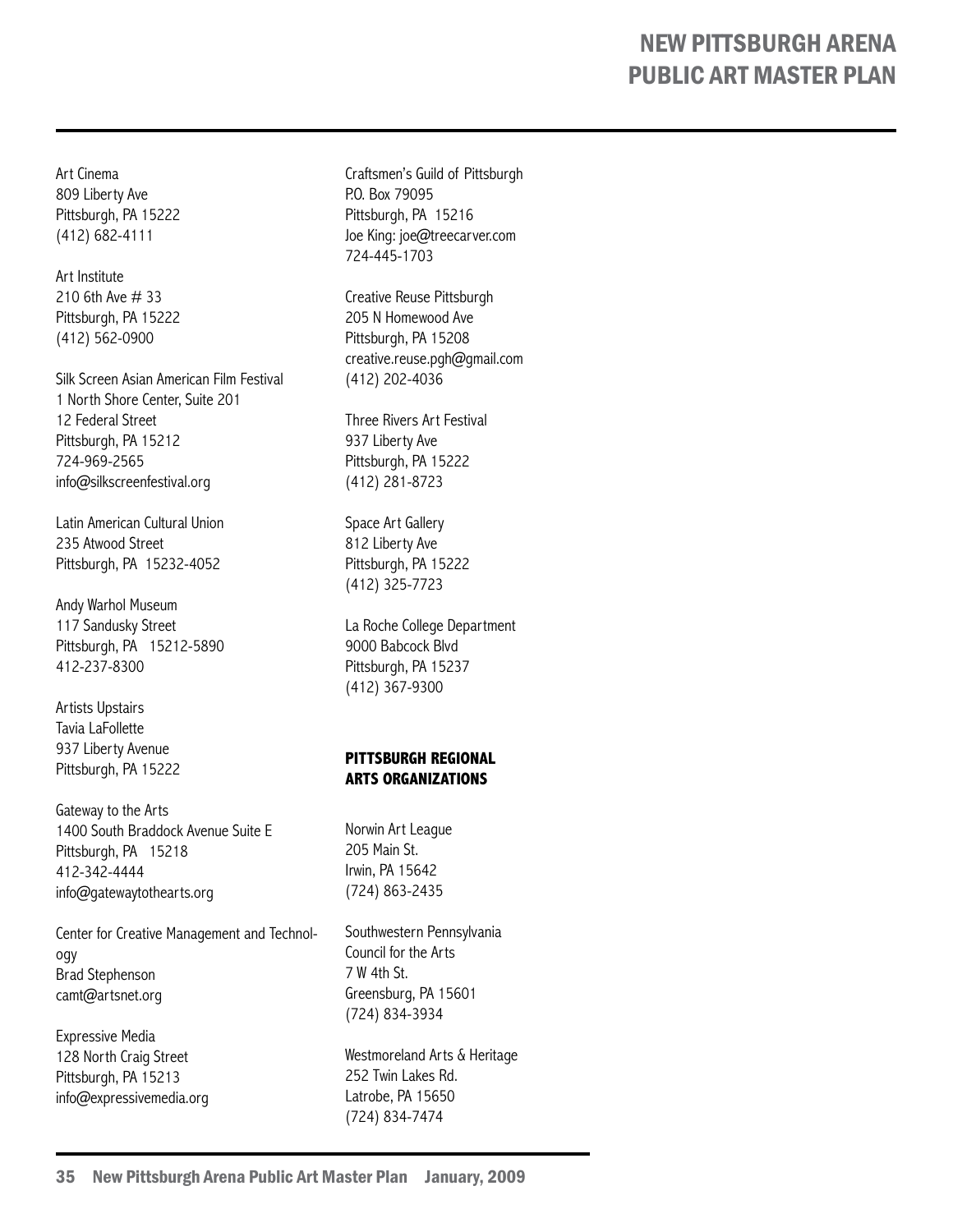Art Cinema
809 Liberty Ave
Pittsburgh, PA 15222
(412) 682-4111

Art Institute
210 6th Ave # 33
Pittsburgh, PA 15222
(412) 562-0900

Silk Screen Asian American Film Festival
1 North Shore Center, Suite 201
12 Federal Street
Pittsburgh, PA 15212
724-969-2565
info@silkscreenfestival.org

Latin American Cultural Union
235 Atwood Street
Pittsburgh, PA 15232-4052

Andy Warhol Museum
117 Sandusky Street
Pittsburgh, PA 15212-5890
412-237-8300

Artists Upstairs
Tavia LaFollette
937 Liberty Avenue
Pittsburgh, PA 15222

Gateway to the Arts
1400 South Braddock Avenue Suite E
Pittsburgh, PA 15218
412-342-4444
info@gatewaytothearts.org

Center for Creative Management and Technology
Brad Stephenson
camt@artsnet.org

Expressive Media
128 North Craig Street
Pittsburgh, PA 15213
info@expressivemedia.org

Craftsmen's Guild of Pittsburgh
P.O. Box 79095
Pittsburgh, PA 15216
Joe King: joe@treecarver.com
724-445-1703

Creative Reuse Pittsburgh
205 N Homewood Ave
Pittsburgh, PA 15208
creative.reuse.pgh@gmail.com
(412) 202-4036

Three Rivers Art Festival
937 Liberty Ave
Pittsburgh, PA 15222
(412) 281-8723

Space Art Gallery
812 Liberty Ave
Pittsburgh, PA 15222
(412) 325-7723

La Roche College Department
9000 Babcock Blvd
Pittsburgh, PA 15237
(412) 367-9300

### PITTSBURGH REGIONAL ARTS ORGANIZATIONS

Norwin Art League
205 Main St.
Irwin, PA 15642
(724) 863-2435

Southwestern Pennsylvania
Council for the Arts
7 W 4th St.
Greensburg, PA 15601
(724) 834-3934

Westmoreland Arts & Heritage
252 Twin Lakes Rd.
Latrobe, PA 15650
(724) 834-7474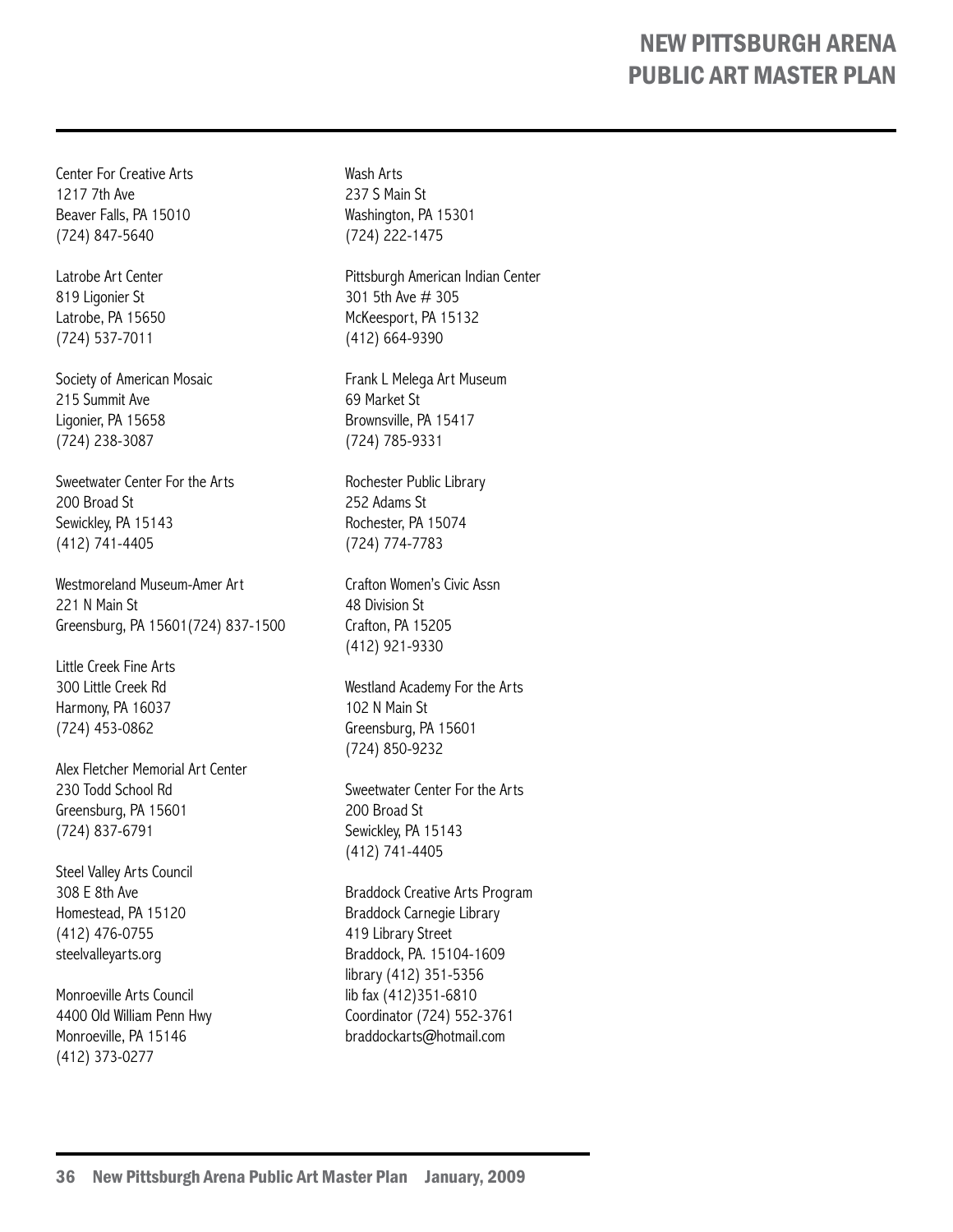Center For Creative Arts
1217 7th Ave
Beaver Falls, PA 15010
(724) 847-5640

Latrobe Art Center
819 Ligonier St
Latrobe, PA 15650
(724) 537-7011

Society of American Mosaic
215 Summit Ave
Ligonier, PA 15658
(724) 238-3087

Sweetwater Center For the Arts
200 Broad St
Sewickley, PA 15143
(412) 741-4405

Westmoreland Museum-Amer Art
221 N Main St
Greensburg, PA 15601(724) 837-1500

Little Creek Fine Arts
300 Little Creek Rd
Harmony, PA 16037
(724) 453-0862

Alex Fletcher Memorial Art Center
230 Todd School Rd
Greensburg, PA 15601
(724) 837-6791

Steel Valley Arts Council
308 E 8th Ave
Homestead, PA 15120
(412) 476-0755
steelvalleyarts.org

Monroeville Arts Council
4400 Old William Penn Hwy
Monroeville, PA 15146
(412) 373-0277

Wash Arts
237 S Main St
Washington, PA 15301
(724) 222-1475

Pittsburgh American Indian Center
301 5th Ave # 305
McKeesport, PA 15132
(412) 664-9390

Frank L Melega Art Museum
69 Market St
Brownsville, PA 15417
(724) 785-9331

Rochester Public Library
252 Adams St
Rochester, PA 15074
(724) 774-7783

Crafton Women's Civic Assn
48 Division St
Crafton, PA 15205
(412) 921-9330

Westland Academy For the Arts
102 N Main St
Greensburg, PA 15601
(724) 850-9232

Sweetwater Center For the Arts
200 Broad St
Sewickley, PA 15143
(412) 741-4405

Braddock Creative Arts Program
Braddock Carnegie Library
419 Library Street
Braddock, PA. 15104-1609
library (412) 351-5356
lib fax (412)351-6810
Coordinator (724) 552-3761
braddockarts@hotmail.com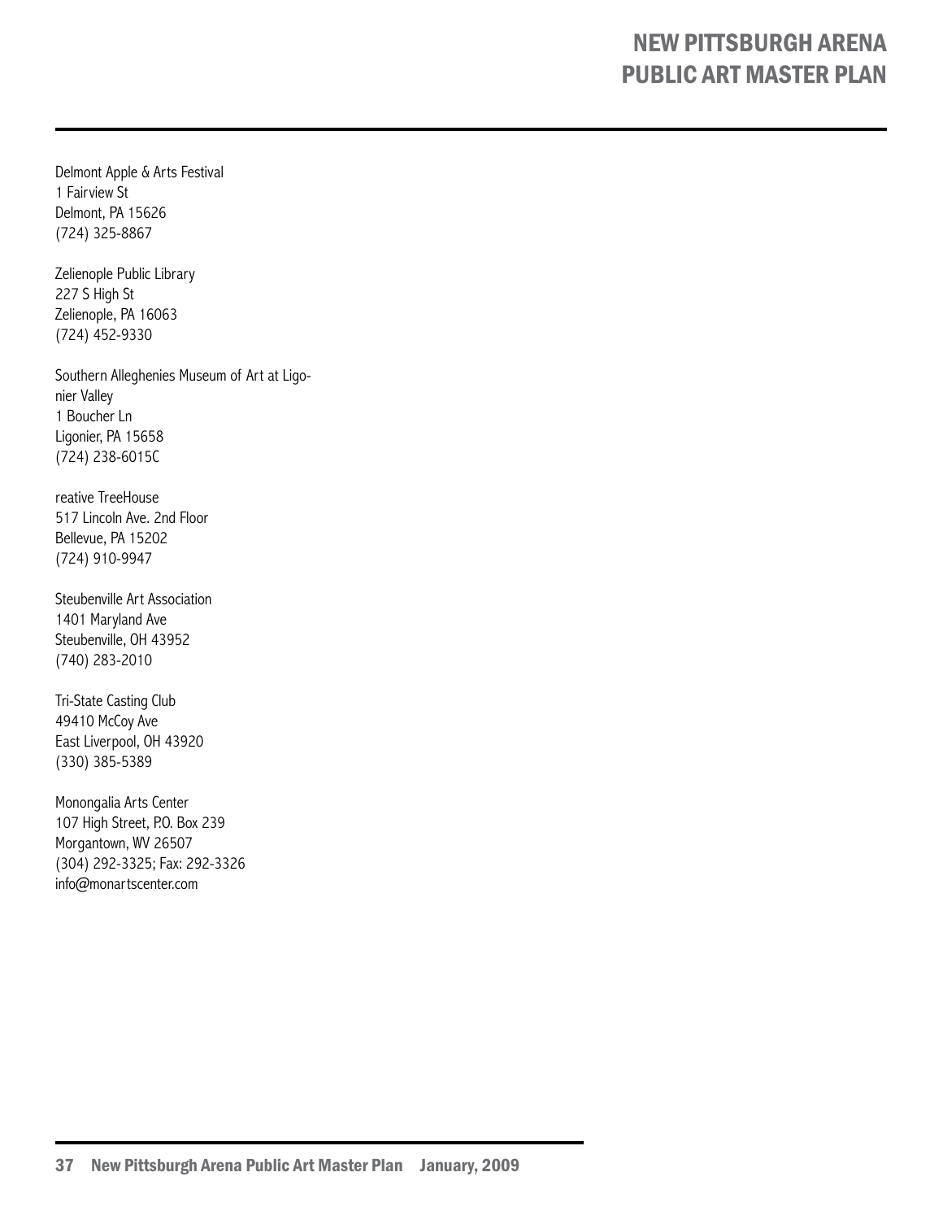Delmont Apple & Arts Festival
1 Fairview St
Delmont, PA 15626
(724) 325-8867

Zelienople Public Library
227 S High St
Zelienople, PA 16063
(724) 452-9330

Southern Alleghenies Museum of Art at Ligonier Valley
1 Boucher Ln
Ligonier, PA 15658
(724) 238-6015C

reative TreeHouse
517 Lincoln Ave. 2nd Floor
Bellevue, PA 15202
(724) 910-9947

Steubenville Art Association
1401 Maryland Ave
Steubenville, OH 43952
(740) 283-2010

Tri-State Casting Club
49410 McCoy Ave
East Liverpool, OH 43920
(330) 385-5389

Monongalia Arts Center
107 High Street, P.O. Box 239
Morgantown, WV 26507
(304) 292-3325; Fax: 292-3326
info@monartscenter.com